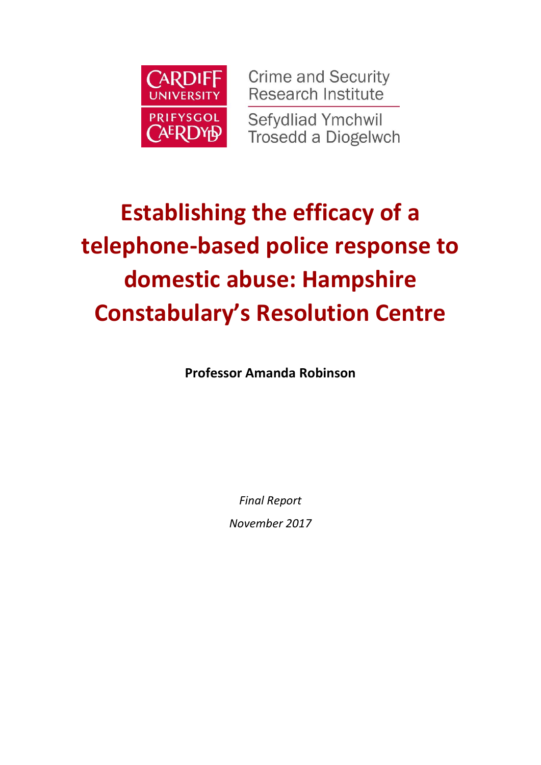CARDIFF UNIVERSITY
PRIFYSGOL CAERDYD

Crime and Security Research Institute

Sefydliad Ymchwil Trosedd a Diogelwch

# Establishing the efficacy of a telephone-based police response to domestic abuse: Hampshire Constabulary's Resolution Centre

**Professor Amanda Robinson**

*Final Report*

*November 2017*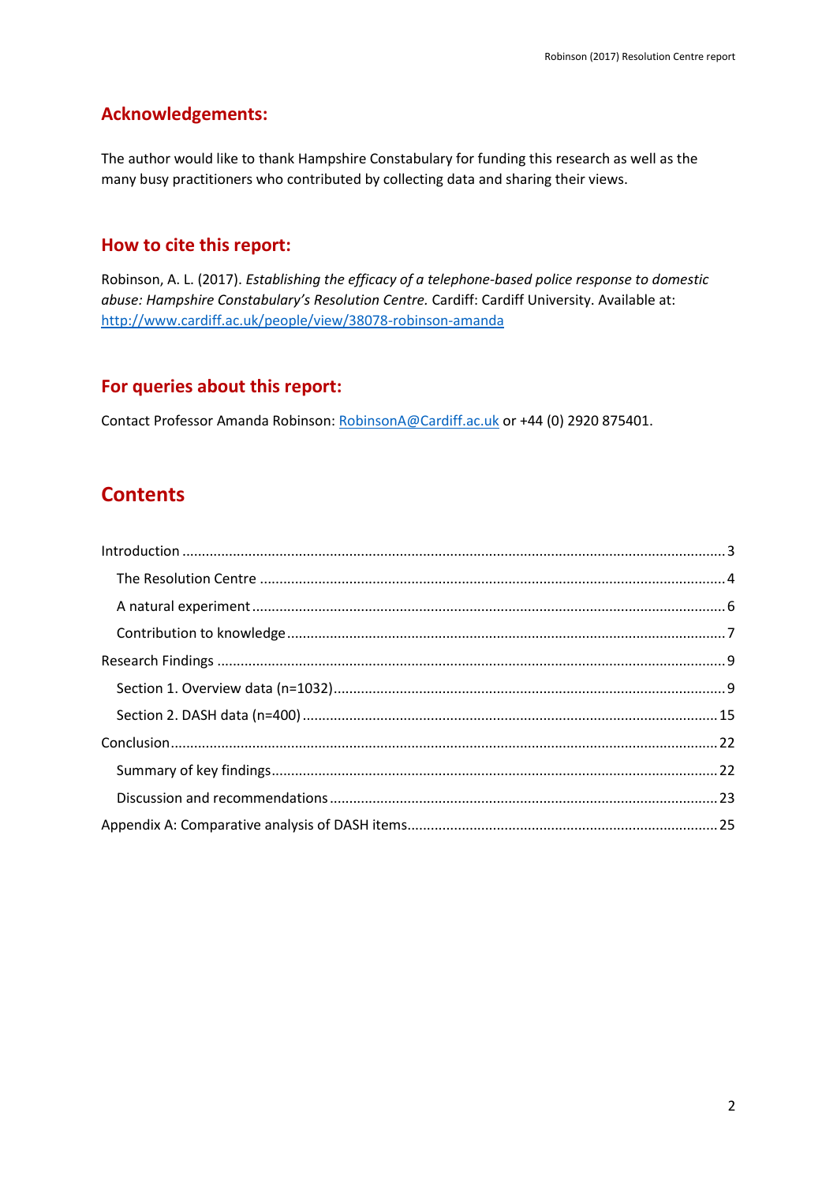## Acknowledgements:

The author would like to thank Hampshire Constabulary for funding this research as well as the many busy practitioners who contributed by collecting data and sharing their views.

## How to cite this report:

Robinson, A. L. (2017). *Establishing the efficacy of a telephone-based police response to domestic abuse: Hampshire Constabulary's Resolution Centre.* Cardiff: Cardiff University. Available at: http://www.cardiff.ac.uk/people/view/38078-robinson-amanda

## For queries about this report:

Contact Professor Amanda Robinson: RobinsonA@Cardiff.ac.uk or +44 (0) 2920 875401.

# Contents

- Introduction ..... 3
  - The Resolution Centre ..... 4
  - A natural experiment ..... 6
  - Contribution to knowledge ..... 7
- Research Findings ..... 9
  - Section 1. Overview data (n=1032) ..... 9
  - Section 2. DASH data (n=400) ..... 15
- Conclusion ..... 22
  - Summary of key findings ..... 22
  - Discussion and recommendations ..... 23
- Appendix A: Comparative analysis of DASH items ..... 25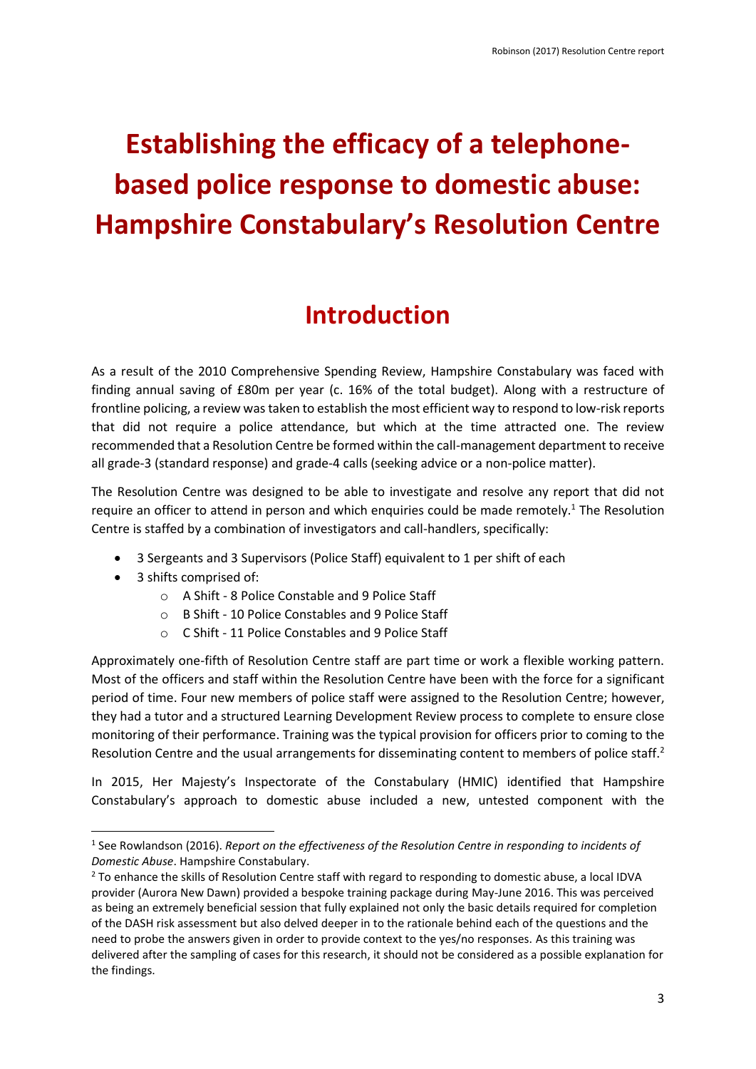# Establishing the efficacy of a telephone-based police response to domestic abuse: Hampshire Constabulary's Resolution Centre

## Introduction

As a result of the 2010 Comprehensive Spending Review, Hampshire Constabulary was faced with finding annual saving of £80m per year (c. 16% of the total budget). Along with a restructure of frontline policing, a review was taken to establish the most efficient way to respond to low-risk reports that did not require a police attendance, but which at the time attracted one. The review recommended that a Resolution Centre be formed within the call-management department to receive all grade-3 (standard response) and grade-4 calls (seeking advice or a non-police matter).

The Resolution Centre was designed to be able to investigate and resolve any report that did not require an officer to attend in person and which enquiries could be made remotely.[1] The Resolution Centre is staffed by a combination of investigators and call-handlers, specifically:

- 3 Sergeants and 3 Supervisors (Police Staff) equivalent to 1 per shift of each
- 3 shifts comprised of:
    - A Shift - 8 Police Constable and 9 Police Staff
    - B Shift - 10 Police Constables and 9 Police Staff
    - C Shift - 11 Police Constables and 9 Police Staff

Approximately one-fifth of Resolution Centre staff are part time or work a flexible working pattern. Most of the officers and staff within the Resolution Centre have been with the force for a significant period of time. Four new members of police staff were assigned to the Resolution Centre; however, they had a tutor and a structured Learning Development Review process to complete to ensure close monitoring of their performance. Training was the typical provision for officers prior to coming to the Resolution Centre and the usual arrangements for disseminating content to members of police staff.[2]

In 2015, Her Majesty's Inspectorate of the Constabulary (HMIC) identified that Hampshire Constabulary's approach to domestic abuse included a new, untested component with the

---

[1] See Rowlandson (2016). *Report on the effectiveness of the Resolution Centre in responding to incidents of Domestic Abuse*. Hampshire Constabulary.

[2] To enhance the skills of Resolution Centre staff with regard to responding to domestic abuse, a local IDVA provider (Aurora New Dawn) provided a bespoke training package during May-June 2016. This was perceived as being an extremely beneficial session that fully explained not only the basic details required for completion of the DASH risk assessment but also delved deeper in to the rationale behind each of the questions and the need to probe the answers given in order to provide context to the yes/no responses. As this training was delivered after the sampling of cases for this research, it should not be considered as a possible explanation for the findings.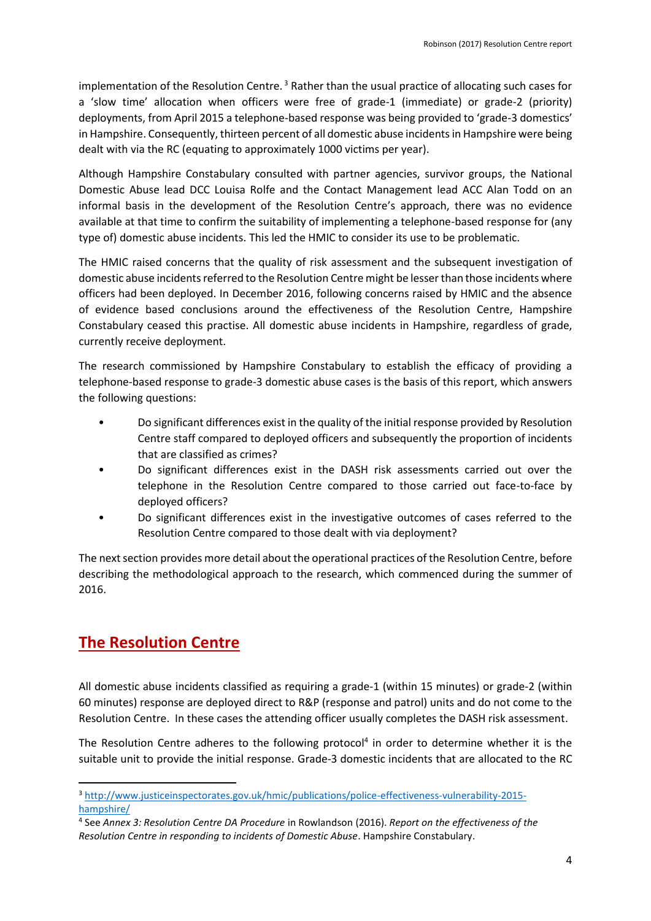implementation of the Resolution Centre. [3] Rather than the usual practice of allocating such cases for a 'slow time' allocation when officers were free of grade-1 (immediate) or grade-2 (priority) deployments, from April 2015 a telephone-based response was being provided to 'grade-3 domestics' in Hampshire. Consequently, thirteen percent of all domestic abuse incidents in Hampshire were being dealt with via the RC (equating to approximately 1000 victims per year).

Although Hampshire Constabulary consulted with partner agencies, survivor groups, the National Domestic Abuse lead DCC Louisa Rolfe and the Contact Management lead ACC Alan Todd on an informal basis in the development of the Resolution Centre's approach, there was no evidence available at that time to confirm the suitability of implementing a telephone-based response for (any type of) domestic abuse incidents. This led the HMIC to consider its use to be problematic.

The HMIC raised concerns that the quality of risk assessment and the subsequent investigation of domestic abuse incidents referred to the Resolution Centre might be lesser than those incidents where officers had been deployed. In December 2016, following concerns raised by HMIC and the absence of evidence based conclusions around the effectiveness of the Resolution Centre, Hampshire Constabulary ceased this practise. All domestic abuse incidents in Hampshire, regardless of grade, currently receive deployment.

The research commissioned by Hampshire Constabulary to establish the efficacy of providing a telephone-based response to grade-3 domestic abuse cases is the basis of this report, which answers the following questions:

- Do significant differences exist in the quality of the initial response provided by Resolution Centre staff compared to deployed officers and subsequently the proportion of incidents that are classified as crimes?
- Do significant differences exist in the DASH risk assessments carried out over the telephone in the Resolution Centre compared to those carried out face-to-face by deployed officers?
- Do significant differences exist in the investigative outcomes of cases referred to the Resolution Centre compared to those dealt with via deployment?

The next section provides more detail about the operational practices of the Resolution Centre, before describing the methodological approach to the research, which commenced during the summer of 2016.

## The Resolution Centre

All domestic abuse incidents classified as requiring a grade-1 (within 15 minutes) or grade-2 (within 60 minutes) response are deployed direct to R&P (response and patrol) units and do not come to the Resolution Centre. In these cases the attending officer usually completes the DASH risk assessment.

The Resolution Centre adheres to the following protocol[4] in order to determine whether it is the suitable unit to provide the initial response. Grade-3 domestic incidents that are allocated to the RC

---

[3] http://www.justiceinspectorates.gov.uk/hmic/publications/police-effectiveness-vulnerability-2015-hampshire/

[4] See *Annex 3: Resolution Centre DA Procedure* in Rowlandson (2016). *Report on the effectiveness of the Resolution Centre in responding to incidents of Domestic Abuse*. Hampshire Constabulary.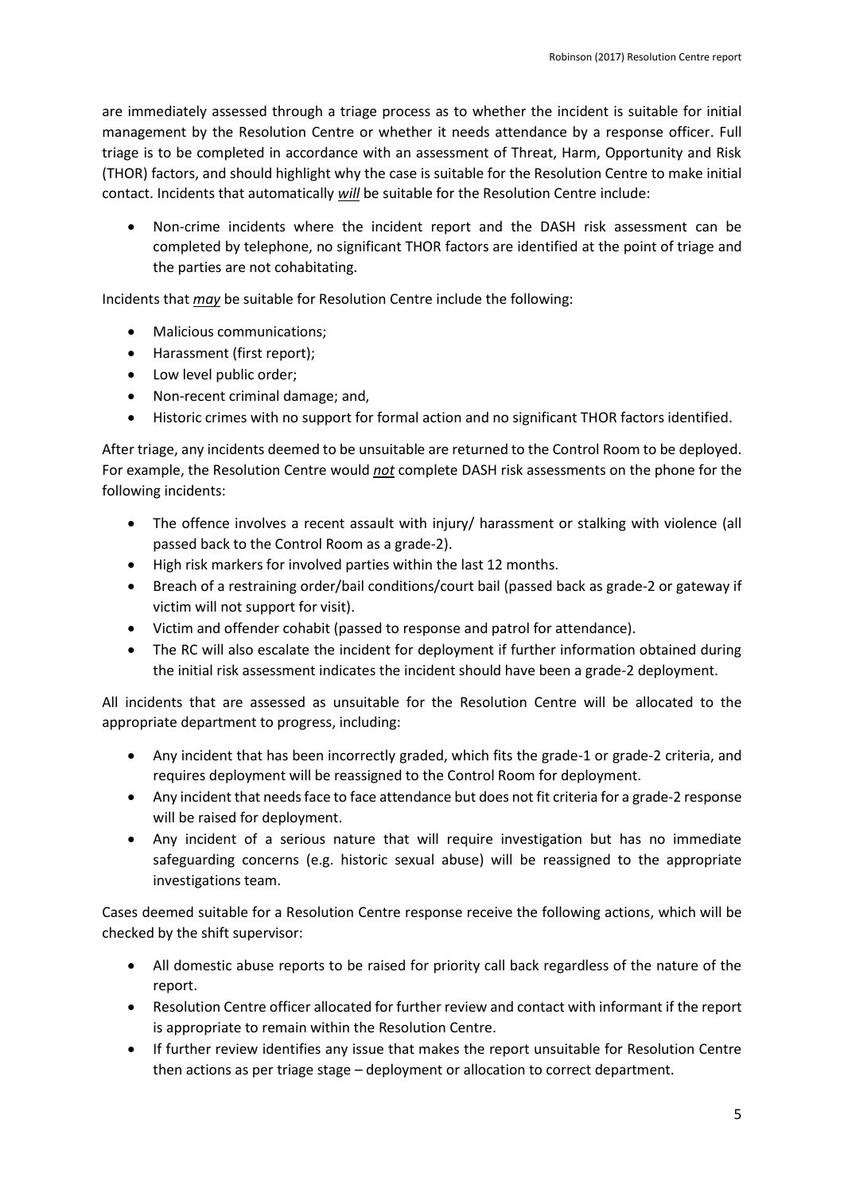are immediately assessed through a triage process as to whether the incident is suitable for initial management by the Resolution Centre or whether it needs attendance by a response officer. Full triage is to be completed in accordance with an assessment of Threat, Harm, Opportunity and Risk (THOR) factors, and should highlight why the case is suitable for the Resolution Centre to make initial contact. Incidents that automatically ***will*** be suitable for the Resolution Centre include:

- Non-crime incidents where the incident report and the DASH risk assessment can be completed by telephone, no significant THOR factors are identified at the point of triage and the parties are not cohabitating.

Incidents that ***may*** be suitable for Resolution Centre include the following:

- Malicious communications;
- Harassment (first report);
- Low level public order;
- Non-recent criminal damage; and,
- Historic crimes with no support for formal action and no significant THOR factors identified.

After triage, any incidents deemed to be unsuitable are returned to the Control Room to be deployed. For example, the Resolution Centre would ***not*** complete DASH risk assessments on the phone for the following incidents:

- The offence involves a recent assault with injury/ harassment or stalking with violence (all passed back to the Control Room as a grade-2).
- High risk markers for involved parties within the last 12 months.
- Breach of a restraining order/bail conditions/court bail (passed back as grade-2 or gateway if victim will not support for visit).
- Victim and offender cohabit (passed to response and patrol for attendance).
- The RC will also escalate the incident for deployment if further information obtained during the initial risk assessment indicates the incident should have been a grade-2 deployment.

All incidents that are assessed as unsuitable for the Resolution Centre will be allocated to the appropriate department to progress, including:

- Any incident that has been incorrectly graded, which fits the grade-1 or grade-2 criteria, and requires deployment will be reassigned to the Control Room for deployment.
- Any incident that needs face to face attendance but does not fit criteria for a grade-2 response will be raised for deployment.
- Any incident of a serious nature that will require investigation but has no immediate safeguarding concerns (e.g. historic sexual abuse) will be reassigned to the appropriate investigations team.

Cases deemed suitable for a Resolution Centre response receive the following actions, which will be checked by the shift supervisor:

- All domestic abuse reports to be raised for priority call back regardless of the nature of the report.
- Resolution Centre officer allocated for further review and contact with informant if the report is appropriate to remain within the Resolution Centre.
- If further review identifies any issue that makes the report unsuitable for Resolution Centre then actions as per triage stage – deployment or allocation to correct department.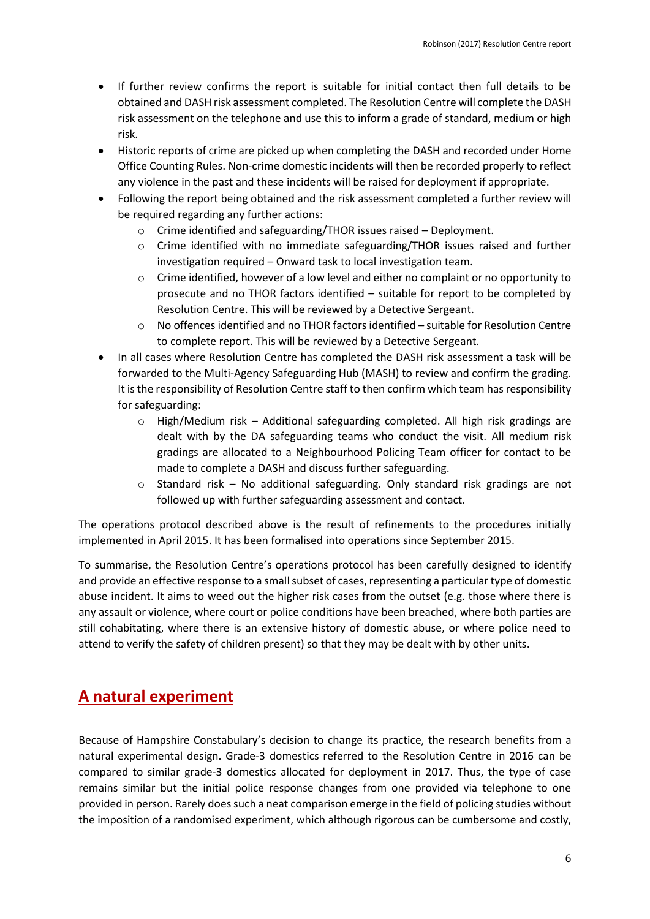- If further review confirms the report is suitable for initial contact then full details to be obtained and DASH risk assessment completed. The Resolution Centre will complete the DASH risk assessment on the telephone and use this to inform a grade of standard, medium or high risk.
- Historic reports of crime are picked up when completing the DASH and recorded under Home Office Counting Rules. Non-crime domestic incidents will then be recorded properly to reflect any violence in the past and these incidents will be raised for deployment if appropriate.
- Following the report being obtained and the risk assessment completed a further review will be required regarding any further actions:
    - Crime identified and safeguarding/THOR issues raised – Deployment.
    - Crime identified with no immediate safeguarding/THOR issues raised and further investigation required – Onward task to local investigation team.
    - Crime identified, however of a low level and either no complaint or no opportunity to prosecute and no THOR factors identified – suitable for report to be completed by Resolution Centre. This will be reviewed by a Detective Sergeant.
    - No offences identified and no THOR factors identified – suitable for Resolution Centre to complete report. This will be reviewed by a Detective Sergeant.
- In all cases where Resolution Centre has completed the DASH risk assessment a task will be forwarded to the Multi-Agency Safeguarding Hub (MASH) to review and confirm the grading. It is the responsibility of Resolution Centre staff to then confirm which team has responsibility for safeguarding:
    - High/Medium risk – Additional safeguarding completed. All high risk gradings are dealt with by the DA safeguarding teams who conduct the visit. All medium risk gradings are allocated to a Neighbourhood Policing Team officer for contact to be made to complete a DASH and discuss further safeguarding.
    - Standard risk – No additional safeguarding. Only standard risk gradings are not followed up with further safeguarding assessment and contact.

The operations protocol described above is the result of refinements to the procedures initially implemented in April 2015. It has been formalised into operations since September 2015.

To summarise, the Resolution Centre's operations protocol has been carefully designed to identify and provide an effective response to a small subset of cases, representing a particular type of domestic abuse incident. It aims to weed out the higher risk cases from the outset (e.g. those where there is any assault or violence, where court or police conditions have been breached, where both parties are still cohabitating, where there is an extensive history of domestic abuse, or where police need to attend to verify the safety of children present) so that they may be dealt with by other units.

## A natural experiment

Because of Hampshire Constabulary's decision to change its practice, the research benefits from a natural experimental design. Grade-3 domestics referred to the Resolution Centre in 2016 can be compared to similar grade-3 domestics allocated for deployment in 2017. Thus, the type of case remains similar but the initial police response changes from one provided via telephone to one provided in person. Rarely does such a neat comparison emerge in the field of policing studies without the imposition of a randomised experiment, which although rigorous can be cumbersome and costly,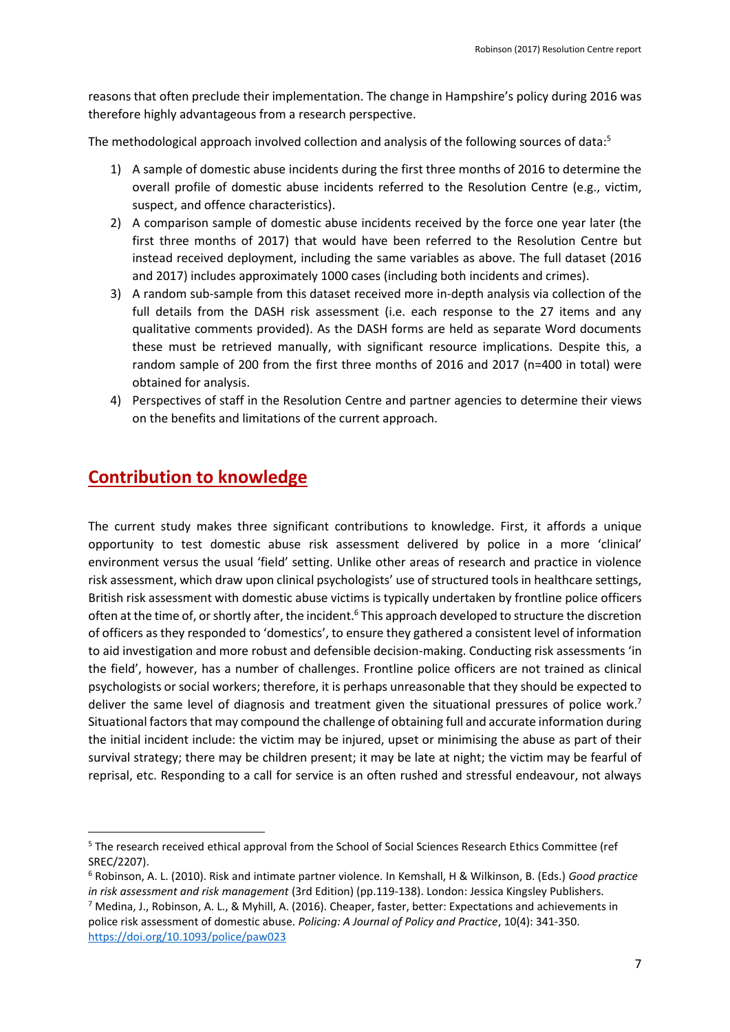reasons that often preclude their implementation. The change in Hampshire's policy during 2016 was therefore highly advantageous from a research perspective.

The methodological approach involved collection and analysis of the following sources of data:[5]

1) A sample of domestic abuse incidents during the first three months of 2016 to determine the overall profile of domestic abuse incidents referred to the Resolution Centre (e.g., victim, suspect, and offence characteristics).
2) A comparison sample of domestic abuse incidents received by the force one year later (the first three months of 2017) that would have been referred to the Resolution Centre but instead received deployment, including the same variables as above. The full dataset (2016 and 2017) includes approximately 1000 cases (including both incidents and crimes).
3) A random sub-sample from this dataset received more in-depth analysis via collection of the full details from the DASH risk assessment (i.e. each response to the 27 items and any qualitative comments provided). As the DASH forms are held as separate Word documents these must be retrieved manually, with significant resource implications. Despite this, a random sample of 200 from the first three months of 2016 and 2017 (n=400 in total) were obtained for analysis.
4) Perspectives of staff in the Resolution Centre and partner agencies to determine their views on the benefits and limitations of the current approach.

## Contribution to knowledge

The current study makes three significant contributions to knowledge. First, it affords a unique opportunity to test domestic abuse risk assessment delivered by police in a more 'clinical' environment versus the usual 'field' setting. Unlike other areas of research and practice in violence risk assessment, which draw upon clinical psychologists' use of structured tools in healthcare settings, British risk assessment with domestic abuse victims is typically undertaken by frontline police officers often at the time of, or shortly after, the incident.[6] This approach developed to structure the discretion of officers as they responded to 'domestics', to ensure they gathered a consistent level of information to aid investigation and more robust and defensible decision-making. Conducting risk assessments 'in the field', however, has a number of challenges. Frontline police officers are not trained as clinical psychologists or social workers; therefore, it is perhaps unreasonable that they should be expected to deliver the same level of diagnosis and treatment given the situational pressures of police work.[7] Situational factors that may compound the challenge of obtaining full and accurate information during the initial incident include: the victim may be injured, upset or minimising the abuse as part of their survival strategy; there may be children present; it may be late at night; the victim may be fearful of reprisal, etc. Responding to a call for service is an often rushed and stressful endeavour, not always

---

[5] The research received ethical approval from the School of Social Sciences Research Ethics Committee (ref SREC/2207).

[6] Robinson, A. L. (2010). Risk and intimate partner violence. In Kemshall, H & Wilkinson, B. (Eds.) *Good practice in risk assessment and risk management* (3rd Edition) (pp.119-138). London: Jessica Kingsley Publishers.

[7] Medina, J., Robinson, A. L., & Myhill, A. (2016). Cheaper, faster, better: Expectations and achievements in police risk assessment of domestic abuse. *Policing: A Journal of Policy and Practice*, 10(4): 341-350. https://doi.org/10.1093/police/paw023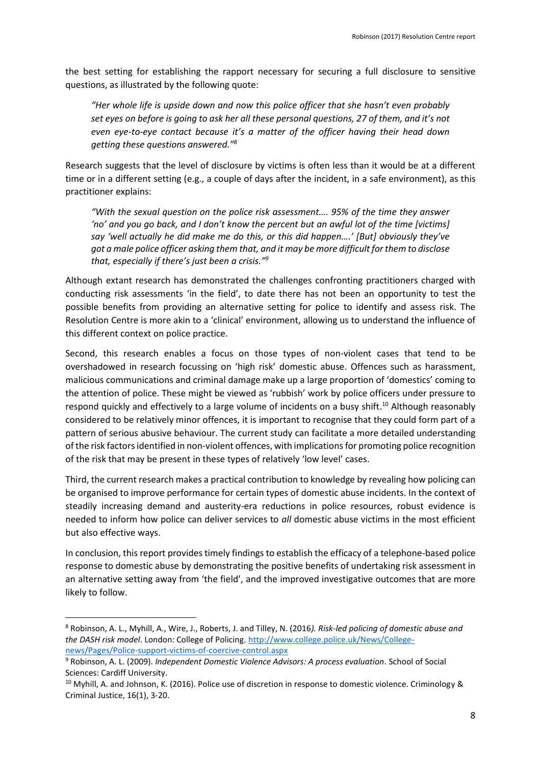the best setting for establishing the rapport necessary for securing a full disclosure to sensitive questions, as illustrated by the following quote:

> *"Her whole life is upside down and now this police officer that she hasn't even probably set eyes on before is going to ask her all these personal questions, 27 of them, and it's not even eye-to-eye contact because it's a matter of the officer having their head down getting these questions answered."*[8]

Research suggests that the level of disclosure by victims is often less than it would be at a different time or in a different setting (e.g., a couple of days after the incident, in a safe environment), as this practitioner explains:

> *"With the sexual question on the police risk assessment…. 95% of the time they answer 'no' and you go back, and I don't know the percent but an awful lot of the time [victims] say 'well actually he did make me do this, or this did happen….' [But] obviously they've got a male police officer asking them that, and it may be more difficult for them to disclose that, especially if there's just been a crisis."*[9]

Although extant research has demonstrated the challenges confronting practitioners charged with conducting risk assessments 'in the field', to date there has not been an opportunity to test the possible benefits from providing an alternative setting for police to identify and assess risk. The Resolution Centre is more akin to a 'clinical' environment, allowing us to understand the influence of this different context on police practice.

Second, this research enables a focus on those types of non-violent cases that tend to be overshadowed in research focussing on 'high risk' domestic abuse. Offences such as harassment, malicious communications and criminal damage make up a large proportion of 'domestics' coming to the attention of police. These might be viewed as 'rubbish' work by police officers under pressure to respond quickly and effectively to a large volume of incidents on a busy shift.[10] Although reasonably considered to be relatively minor offences, it is important to recognise that they could form part of a pattern of serious abusive behaviour. The current study can facilitate a more detailed understanding of the risk factors identified in non-violent offences, with implications for promoting police recognition of the risk that may be present in these types of relatively 'low level' cases.

Third, the current research makes a practical contribution to knowledge by revealing how policing can be organised to improve performance for certain types of domestic abuse incidents. In the context of steadily increasing demand and austerity-era reductions in police resources, robust evidence is needed to inform how police can deliver services to *all* domestic abuse victims in the most efficient but also effective ways.

In conclusion, this report provides timely findings to establish the efficacy of a telephone-based police response to domestic abuse by demonstrating the positive benefits of undertaking risk assessment in an alternative setting away from 'the field', and the improved investigative outcomes that are more likely to follow.

---

[8] Robinson, A. L., Myhill, A., Wire, J., Roberts, J. and Tilley, N. (2016*). Risk-led policing of domestic abuse and the DASH risk model*. London: College of Policing. http://www.college.police.uk/News/College-news/Pages/Police-support-victims-of-coercive-control.aspx

[9] Robinson, A. L. (2009). *Independent Domestic Violence Advisors: A process evaluation*. School of Social Sciences: Cardiff University.

[10] Myhill, A. and Johnson, K. (2016). Police use of discretion in response to domestic violence. Criminology & Criminal Justice, 16(1), 3-20.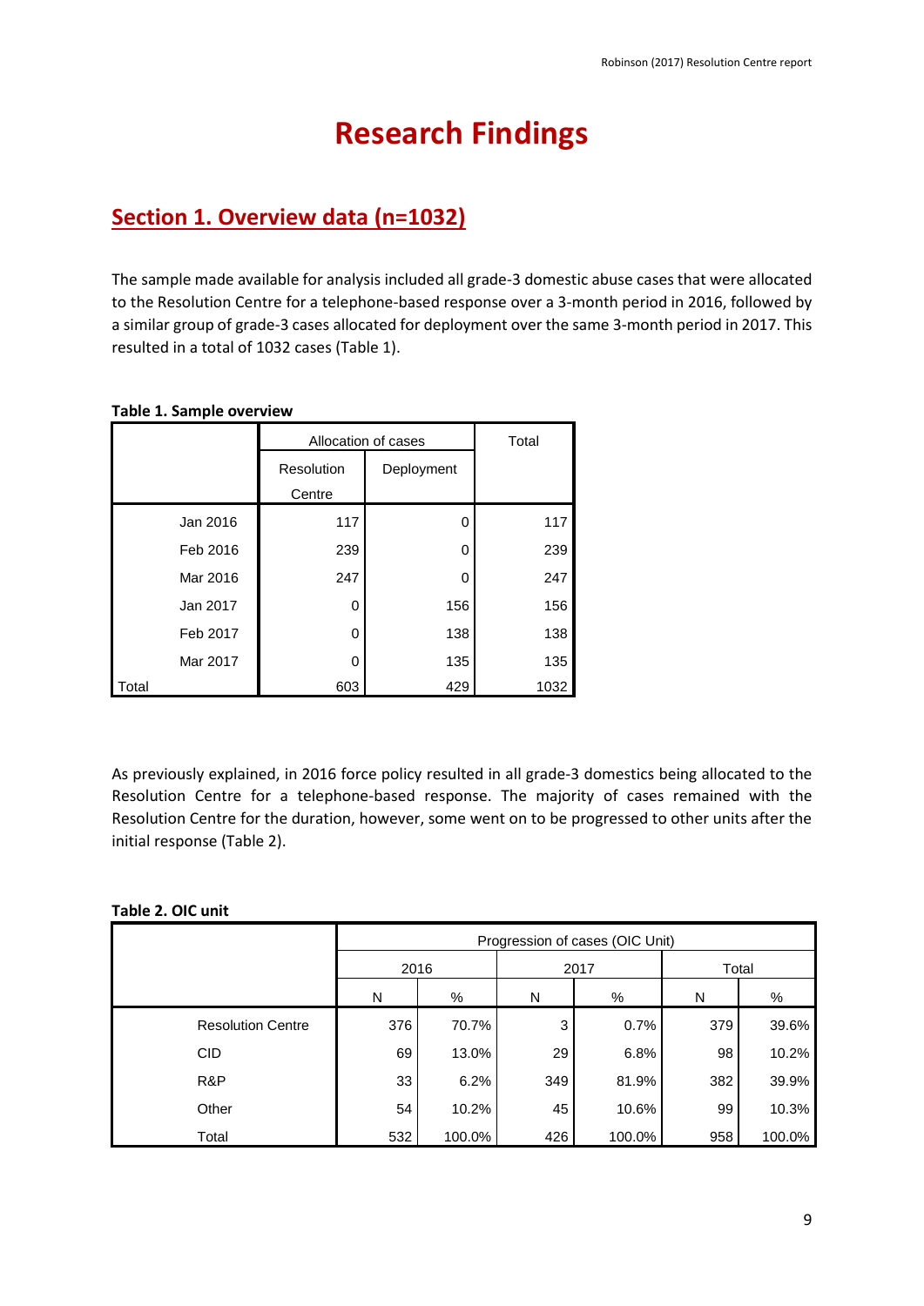# Research Findings

## Section 1. Overview data (n=1032)

The sample made available for analysis included all grade-3 domestic abuse cases that were allocated to the Resolution Centre for a telephone-based response over a 3-month period in 2016, followed by a similar group of grade-3 cases allocated for deployment over the same 3-month period in 2017. This resulted in a total of 1032 cases (Table 1).

**Table 1. Sample overview**

| | Allocation of cases | | Total |
|---|---|---|---|
| | Resolution Centre | Deployment | |
| Jan 2016 | 117 | 0 | 117 |
| Feb 2016 | 239 | 0 | 239 |
| Mar 2016 | 247 | 0 | 247 |
| Jan 2017 | 0 | 156 | 156 |
| Feb 2017 | 0 | 138 | 138 |
| Mar 2017 | 0 | 135 | 135 |
| Total | 603 | 429 | 1032 |

As previously explained, in 2016 force policy resulted in all grade-3 domestics being allocated to the Resolution Centre for a telephone-based response. The majority of cases remained with the Resolution Centre for the duration, however, some went on to be progressed to other units after the initial response (Table 2).

**Table 2. OIC unit**

| | Progression of cases (OIC Unit) | | | | | |
|---|---|---|---|---|---|---|
| | 2016 | | 2017 | | Total | |
| | N | % | N | % | N | % |
| Resolution Centre | 376 | 70.7% | 3 | 0.7% | 379 | 39.6% |
| CID | 69 | 13.0% | 29 | 6.8% | 98 | 10.2% |
| R&P | 33 | 6.2% | 349 | 81.9% | 382 | 39.9% |
| Other | 54 | 10.2% | 45 | 10.6% | 99 | 10.3% |
| Total | 532 | 100.0% | 426 | 100.0% | 958 | 100.0% |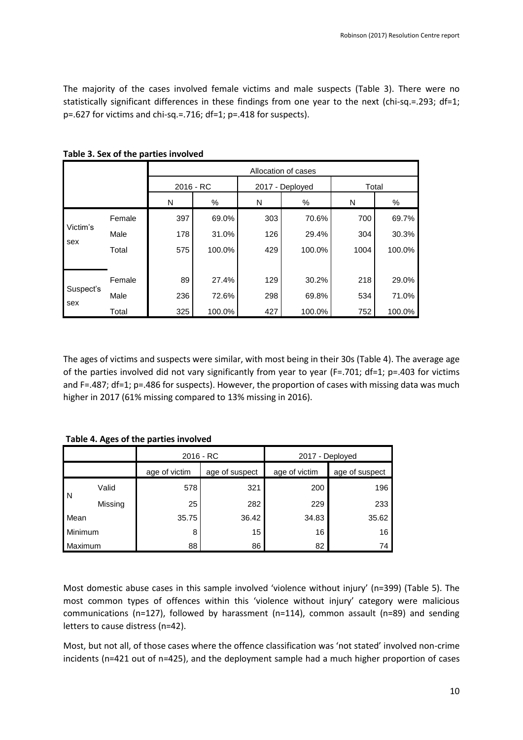The majority of the cases involved female victims and male suspects (Table 3). There were no statistically significant differences in these findings from one year to the next (chi-sq.=.293; df=1; p=.627 for victims and chi-sq.=.716; df=1; p=.418 for suspects).

**Table 3. Sex of the parties involved**

| | | Allocation of cases | | | | | |
|---|---|---|---|---|---|---|---|
| | | 2016 - RC | | 2017 - Deployed | | Total | |
| | | N | % | N | % | N | % |
| Victim's sex | Female | 397 | 69.0% | 303 | 70.6% | 700 | 69.7% |
| | Male | 178 | 31.0% | 126 | 29.4% | 304 | 30.3% |
| | Total | 575 | 100.0% | 429 | 100.0% | 1004 | 100.0% |
| Suspect's sex | Female | 89 | 27.4% | 129 | 30.2% | 218 | 29.0% |
| | Male | 236 | 72.6% | 298 | 69.8% | 534 | 71.0% |
| | Total | 325 | 100.0% | 427 | 100.0% | 752 | 100.0% |

The ages of victims and suspects were similar, with most being in their 30s (Table 4). The average age of the parties involved did not vary significantly from year to year (F=.701; df=1; p=.403 for victims and F=.487; df=1; p=.486 for suspects). However, the proportion of cases with missing data was much higher in 2017 (61% missing compared to 13% missing in 2016).

**Table 4. Ages of the parties involved**

| | | 2016 - RC | | 2017 - Deployed | |
|---|---|---|---|---|---|
| | | age of victim | age of suspect | age of victim | age of suspect |
| N | Valid | 578 | 321 | 200 | 196 |
| | Missing | 25 | 282 | 229 | 233 |
| Mean | | 35.75 | 36.42 | 34.83 | 35.62 |
| Minimum | | 8 | 15 | 16 | 16 |
| Maximum | | 88 | 86 | 82 | 74 |

Most domestic abuse cases in this sample involved 'violence without injury' (n=399) (Table 5). The most common types of offences within this 'violence without injury' category were malicious communications (n=127), followed by harassment (n=114), common assault (n=89) and sending letters to cause distress (n=42).

Most, but not all, of those cases where the offence classification was 'not stated' involved non-crime incidents (n=421 out of n=425), and the deployment sample had a much higher proportion of cases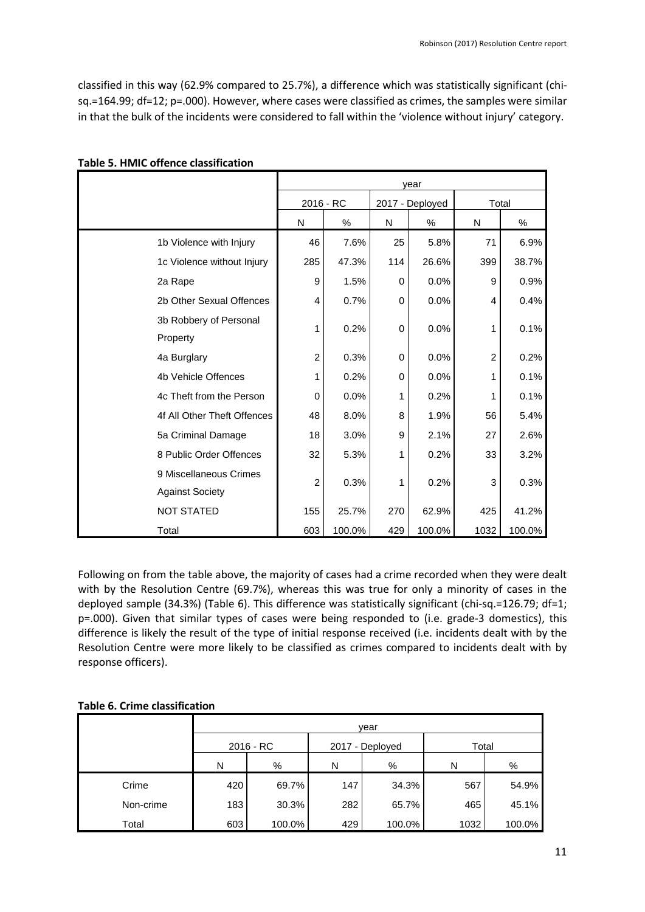classified in this way (62.9% compared to 25.7%), a difference which was statistically significant (chi-sq.=164.99; df=12; p=.000). However, where cases were classified as crimes, the samples were similar in that the bulk of the incidents were considered to fall within the 'violence without injury' category.

**Table 5. HMIC offence classification**

| | year | | | | | |
|---|---|---|---|---|---|---|
| | 2016 - RC | | 2017 - Deployed | | Total | |
| | N | % | N | % | N | % |
| 1b Violence with Injury | 46 | 7.6% | 25 | 5.8% | 71 | 6.9% |
| 1c Violence without Injury | 285 | 47.3% | 114 | 26.6% | 399 | 38.7% |
| 2a Rape | 9 | 1.5% | 0 | 0.0% | 9 | 0.9% |
| 2b Other Sexual Offences | 4 | 0.7% | 0 | 0.0% | 4 | 0.4% |
| 3b Robbery of Personal Property | 1 | 0.2% | 0 | 0.0% | 1 | 0.1% |
| 4a Burglary | 2 | 0.3% | 0 | 0.0% | 2 | 0.2% |
| 4b Vehicle Offences | 1 | 0.2% | 0 | 0.0% | 1 | 0.1% |
| 4c Theft from the Person | 0 | 0.0% | 1 | 0.2% | 1 | 0.1% |
| 4f All Other Theft Offences | 48 | 8.0% | 8 | 1.9% | 56 | 5.4% |
| 5a Criminal Damage | 18 | 3.0% | 9 | 2.1% | 27 | 2.6% |
| 8 Public Order Offences | 32 | 5.3% | 1 | 0.2% | 33 | 3.2% |
| 9 Miscellaneous Crimes Against Society | 2 | 0.3% | 1 | 0.2% | 3 | 0.3% |
| NOT STATED | 155 | 25.7% | 270 | 62.9% | 425 | 41.2% |
| Total | 603 | 100.0% | 429 | 100.0% | 1032 | 100.0% |

Following on from the table above, the majority of cases had a crime recorded when they were dealt with by the Resolution Centre (69.7%), whereas this was true for only a minority of cases in the deployed sample (34.3%) (Table 6). This difference was statistically significant (chi-sq.=126.79; df=1; p=.000). Given that similar types of cases were being responded to (i.e. grade-3 domestics), this difference is likely the result of the type of initial response received (i.e. incidents dealt with by the Resolution Centre were more likely to be classified as crimes compared to incidents dealt with by response officers).

**Table 6. Crime classification**

| | year | | | | | |
|---|---|---|---|---|---|---|
| | 2016 - RC | | 2017 - Deployed | | Total | |
| | N | % | N | % | N | % |
| Crime | 420 | 69.7% | 147 | 34.3% | 567 | 54.9% |
| Non-crime | 183 | 30.3% | 282 | 65.7% | 465 | 45.1% |
| Total | 603 | 100.0% | 429 | 100.0% | 1032 | 100.0% |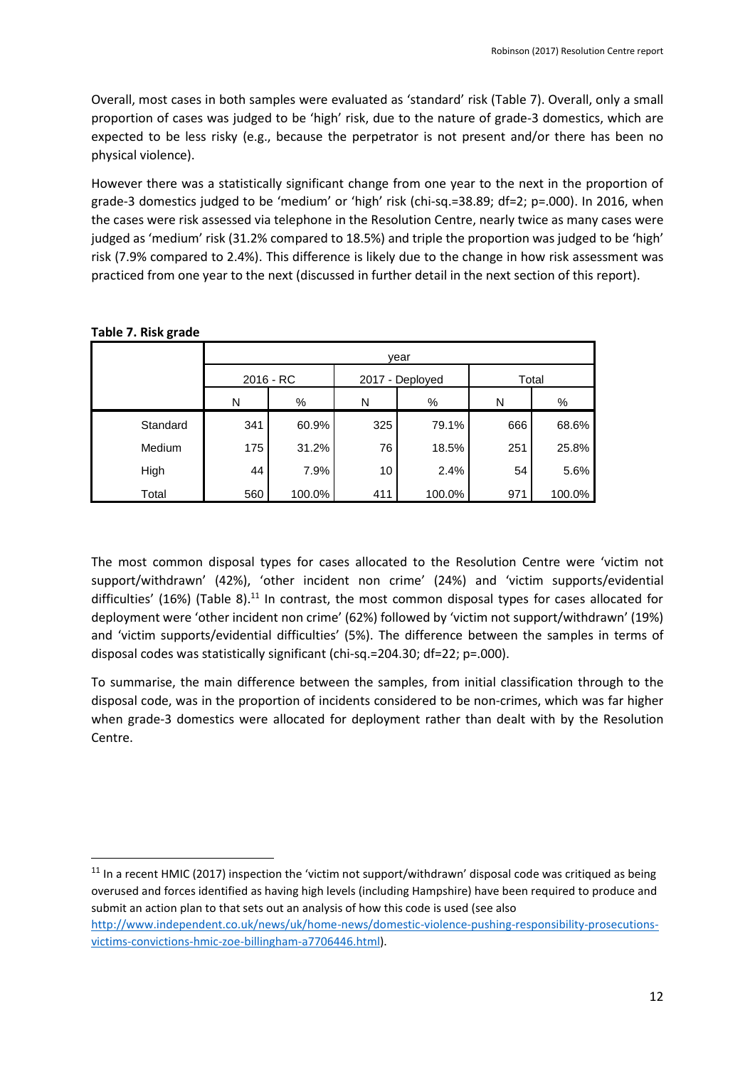Overall, most cases in both samples were evaluated as 'standard' risk (Table 7). Overall, only a small proportion of cases was judged to be 'high' risk, due to the nature of grade-3 domestics, which are expected to be less risky (e.g., because the perpetrator is not present and/or there has been no physical violence).

However there was a statistically significant change from one year to the next in the proportion of grade-3 domestics judged to be 'medium' or 'high' risk (chi-sq.=38.89; df=2; p=.000). In 2016, when the cases were risk assessed via telephone in the Resolution Centre, nearly twice as many cases were judged as 'medium' risk (31.2% compared to 18.5%) and triple the proportion was judged to be 'high' risk (7.9% compared to 2.4%). This difference is likely due to the change in how risk assessment was practiced from one year to the next (discussed in further detail in the next section of this report).

**Table 7. Risk grade**

| | year | | | | | |
|---|---|---|---|---|---|---|
| | 2016 - RC | | 2017 - Deployed | | Total | |
| | N | % | N | % | N | % |
| Standard | 341 | 60.9% | 325 | 79.1% | 666 | 68.6% |
| Medium | 175 | 31.2% | 76 | 18.5% | 251 | 25.8% |
| High | 44 | 7.9% | 10 | 2.4% | 54 | 5.6% |
| Total | 560 | 100.0% | 411 | 100.0% | 971 | 100.0% |

The most common disposal types for cases allocated to the Resolution Centre were 'victim not support/withdrawn' (42%), 'other incident non crime' (24%) and 'victim supports/evidential difficulties' (16%) (Table 8).[11] In contrast, the most common disposal types for cases allocated for deployment were 'other incident non crime' (62%) followed by 'victim not support/withdrawn' (19%) and 'victim supports/evidential difficulties' (5%). The difference between the samples in terms of disposal codes was statistically significant (chi-sq.=204.30; df=22; p=.000).

To summarise, the main difference between the samples, from initial classification through to the disposal code, was in the proportion of incidents considered to be non-crimes, which was far higher when grade-3 domestics were allocated for deployment rather than dealt with by the Resolution Centre.

[11] In a recent HMIC (2017) inspection the 'victim not support/withdrawn' disposal code was critiqued as being overused and forces identified as having high levels (including Hampshire) have been required to produce and submit an action plan to that sets out an analysis of how this code is used (see also http://www.independent.co.uk/news/uk/home-news/domestic-violence-pushing-responsibility-prosecutions-victims-convictions-hmic-zoe-billingham-a7706446.html).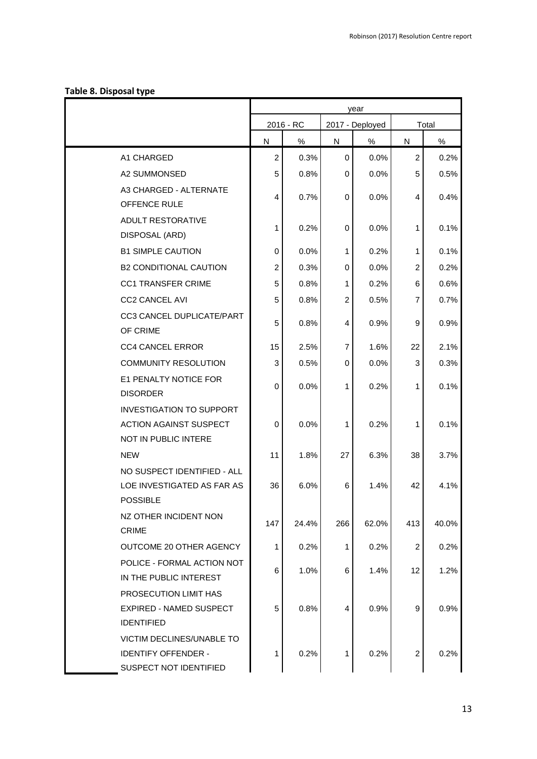**Table 8. Disposal type**

| | year | | | | | |
|---|---|---|---|---|---|---|
| | 2016 - RC | | 2017 - Deployed | | Total | |
| | N | % | N | % | N | % |
| A1 CHARGED | 2 | 0.3% | 0 | 0.0% | 2 | 0.2% |
| A2 SUMMONSED | 5 | 0.8% | 0 | 0.0% | 5 | 0.5% |
| A3 CHARGED - ALTERNATE OFFENCE RULE | 4 | 0.7% | 0 | 0.0% | 4 | 0.4% |
| ADULT RESTORATIVE DISPOSAL (ARD) | 1 | 0.2% | 0 | 0.0% | 1 | 0.1% |
| B1 SIMPLE CAUTION | 0 | 0.0% | 1 | 0.2% | 1 | 0.1% |
| B2 CONDITIONAL CAUTION | 2 | 0.3% | 0 | 0.0% | 2 | 0.2% |
| CC1 TRANSFER CRIME | 5 | 0.8% | 1 | 0.2% | 6 | 0.6% |
| CC2 CANCEL AVI | 5 | 0.8% | 2 | 0.5% | 7 | 0.7% |
| CC3 CANCEL DUPLICATE/PART OF CRIME | 5 | 0.8% | 4 | 0.9% | 9 | 0.9% |
| CC4 CANCEL ERROR | 15 | 2.5% | 7 | 1.6% | 22 | 2.1% |
| COMMUNITY RESOLUTION | 3 | 0.5% | 0 | 0.0% | 3 | 0.3% |
| E1 PENALTY NOTICE FOR DISORDER | 0 | 0.0% | 1 | 0.2% | 1 | 0.1% |
| INVESTIGATION TO SUPPORT ACTION AGAINST SUSPECT NOT IN PUBLIC INTERE | 0 | 0.0% | 1 | 0.2% | 1 | 0.1% |
| NEW | 11 | 1.8% | 27 | 6.3% | 38 | 3.7% |
| NO SUSPECT IDENTIFIED - ALL LOE INVESTIGATED AS FAR AS POSSIBLE | 36 | 6.0% | 6 | 1.4% | 42 | 4.1% |
| NZ OTHER INCIDENT NON CRIME | 147 | 24.4% | 266 | 62.0% | 413 | 40.0% |
| OUTCOME 20 OTHER AGENCY | 1 | 0.2% | 1 | 0.2% | 2 | 0.2% |
| POLICE - FORMAL ACTION NOT IN THE PUBLIC INTEREST | 6 | 1.0% | 6 | 1.4% | 12 | 1.2% |
| PROSECUTION LIMIT HAS EXPIRED - NAMED SUSPECT IDENTIFIED | 5 | 0.8% | 4 | 0.9% | 9 | 0.9% |
| VICTIM DECLINES/UNABLE TO IDENTIFY OFFENDER - SUSPECT NOT IDENTIFIED | 1 | 0.2% | 1 | 0.2% | 2 | 0.2% |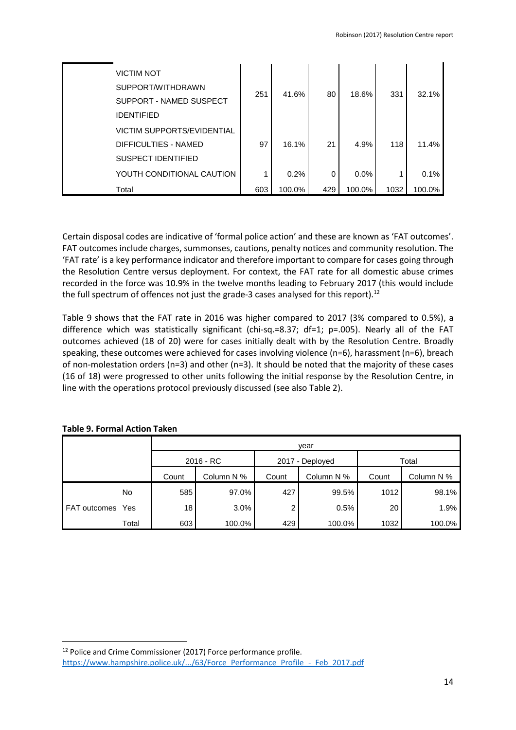| | | | | | | |
|---|---|---|---|---|---|---|
| VICTIM NOT SUPPORT/WITHDRAWN SUPPORT - NAMED SUSPECT IDENTIFIED | 251 | 41.6% | 80 | 18.6% | 331 | 32.1% |
| VICTIM SUPPORTS/EVIDENTIAL DIFFICULTIES - NAMED SUSPECT IDENTIFIED | 97 | 16.1% | 21 | 4.9% | 118 | 11.4% |
| YOUTH CONDITIONAL CAUTION | 1 | 0.2% | 0 | 0.0% | 1 | 0.1% |
| Total | 603 | 100.0% | 429 | 100.0% | 1032 | 100.0% |

Certain disposal codes are indicative of 'formal police action' and these are known as 'FAT outcomes'. FAT outcomes include charges, summonses, cautions, penalty notices and community resolution. The 'FAT rate' is a key performance indicator and therefore important to compare for cases going through the Resolution Centre versus deployment. For context, the FAT rate for all domestic abuse crimes recorded in the force was 10.9% in the twelve months leading to February 2017 (this would include the full spectrum of offences not just the grade-3 cases analysed for this report).[12]

Table 9 shows that the FAT rate in 2016 was higher compared to 2017 (3% compared to 0.5%), a difference which was statistically significant (chi-sq.=8.37; df=1; p=.005). Nearly all of the FAT outcomes achieved (18 of 20) were for cases initially dealt with by the Resolution Centre. Broadly speaking, these outcomes were achieved for cases involving violence (n=6), harassment (n=6), breach of non-molestation orders (n=3) and other (n=3). It should be noted that the majority of these cases (16 of 18) were progressed to other units following the initial response by the Resolution Centre, in line with the operations protocol previously discussed (see also Table 2).

**Table 9. Formal Action Taken**

| | | year | | | | | |
|---|---|---|---|---|---|---|---|
| | | 2016 - RC | | 2017 - Deployed | | Total | |
| | | Count | Column N % | Count | Column N % | Count | Column N % |
| FAT outcomes | No | 585 | 97.0% | 427 | 99.5% | 1012 | 98.1% |
| | Yes | 18 | 3.0% | 2 | 0.5% | 20 | 1.9% |
| | Total | 603 | 100.0% | 429 | 100.0% | 1032 | 100.0% |

[12] Police and Crime Commissioner (2017) Force performance profile. https://www.hampshire.police.uk/.../63/Force_Performance_Profile_-_Feb_2017.pdf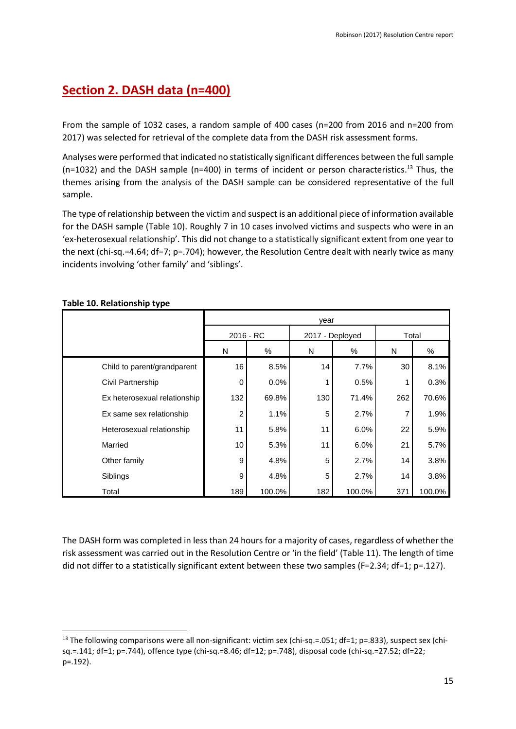## Section 2. DASH data (n=400)

From the sample of 1032 cases, a random sample of 400 cases (n=200 from 2016 and n=200 from 2017) was selected for retrieval of the complete data from the DASH risk assessment forms.

Analyses were performed that indicated no statistically significant differences between the full sample (n=1032) and the DASH sample (n=400) in terms of incident or person characteristics.[13] Thus, the themes arising from the analysis of the DASH sample can be considered representative of the full sample.

The type of relationship between the victim and suspect is an additional piece of information available for the DASH sample (Table 10). Roughly 7 in 10 cases involved victims and suspects who were in an 'ex-heterosexual relationship'. This did not change to a statistically significant extent from one year to the next (chi-sq.=4.64; df=7; p=.704); however, the Resolution Centre dealt with nearly twice as many incidents involving 'other family' and 'siblings'.

**Table 10. Relationship type**

| | year | | | | | |
|---|---|---|---|---|---|---|
| | 2016 - RC | | 2017 - Deployed | | Total | |
| | N | % | N | % | N | % |
| Child to parent/grandparent | 16 | 8.5% | 14 | 7.7% | 30 | 8.1% |
| Civil Partnership | 0 | 0.0% | 1 | 0.5% | 1 | 0.3% |
| Ex heterosexual relationship | 132 | 69.8% | 130 | 71.4% | 262 | 70.6% |
| Ex same sex relationship | 2 | 1.1% | 5 | 2.7% | 7 | 1.9% |
| Heterosexual relationship | 11 | 5.8% | 11 | 6.0% | 22 | 5.9% |
| Married | 10 | 5.3% | 11 | 6.0% | 21 | 5.7% |
| Other family | 9 | 4.8% | 5 | 2.7% | 14 | 3.8% |
| Siblings | 9 | 4.8% | 5 | 2.7% | 14 | 3.8% |
| Total | 189 | 100.0% | 182 | 100.0% | 371 | 100.0% |

The DASH form was completed in less than 24 hours for a majority of cases, regardless of whether the risk assessment was carried out in the Resolution Centre or 'in the field' (Table 11). The length of time did not differ to a statistically significant extent between these two samples (F=2.34; df=1; p=.127).

---

[13] The following comparisons were all non-significant: victim sex (chi-sq.=.051; df=1; p=.833), suspect sex (chi-sq.=.141; df=1; p=.744), offence type (chi-sq.=8.46; df=12; p=.748), disposal code (chi-sq.=27.52; df=22; p=.192).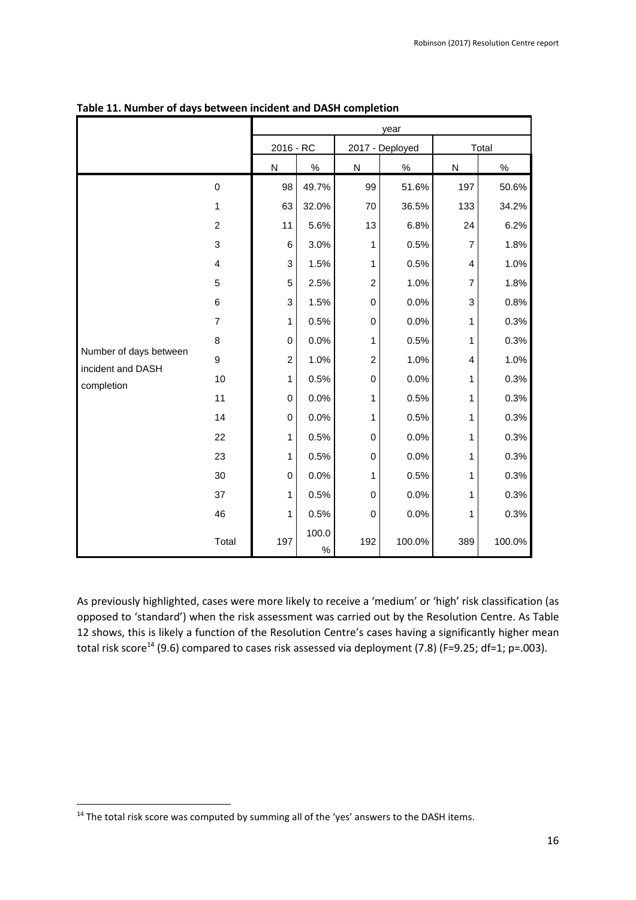**Table 11. Number of days between incident and DASH completion**

| | | year | | | | | |
|---|---|---|---|---|---|---|---|
| | | 2016 - RC | | 2017 - Deployed | | Total | |
| | | N | % | N | % | N | % |
| Number of days between incident and DASH completion | 0 | 98 | 49.7% | 99 | 51.6% | 197 | 50.6% |
| | 1 | 63 | 32.0% | 70 | 36.5% | 133 | 34.2% |
| | 2 | 11 | 5.6% | 13 | 6.8% | 24 | 6.2% |
| | 3 | 6 | 3.0% | 1 | 0.5% | 7 | 1.8% |
| | 4 | 3 | 1.5% | 1 | 0.5% | 4 | 1.0% |
| | 5 | 5 | 2.5% | 2 | 1.0% | 7 | 1.8% |
| | 6 | 3 | 1.5% | 0 | 0.0% | 3 | 0.8% |
| | 7 | 1 | 0.5% | 0 | 0.0% | 1 | 0.3% |
| | 8 | 0 | 0.0% | 1 | 0.5% | 1 | 0.3% |
| | 9 | 2 | 1.0% | 2 | 1.0% | 4 | 1.0% |
| | 10 | 1 | 0.5% | 0 | 0.0% | 1 | 0.3% |
| | 11 | 0 | 0.0% | 1 | 0.5% | 1 | 0.3% |
| | 14 | 0 | 0.0% | 1 | 0.5% | 1 | 0.3% |
| | 22 | 1 | 0.5% | 0 | 0.0% | 1 | 0.3% |
| | 23 | 1 | 0.5% | 0 | 0.0% | 1 | 0.3% |
| | 30 | 0 | 0.0% | 1 | 0.5% | 1 | 0.3% |
| | 37 | 1 | 0.5% | 0 | 0.0% | 1 | 0.3% |
| | 46 | 1 | 0.5% | 0 | 0.0% | 1 | 0.3% |
| | Total | 197 | 100.0% | 192 | 100.0% | 389 | 100.0% |

As previously highlighted, cases were more likely to receive a 'medium' or 'high' risk classification (as opposed to 'standard') when the risk assessment was carried out by the Resolution Centre. As Table 12 shows, this is likely a function of the Resolution Centre's cases having a significantly higher mean total risk score[14] (9.6) compared to cases risk assessed via deployment (7.8) ($F=9.25$; $df=1$; $p=.003$).

[14] The total risk score was computed by summing all of the 'yes' answers to the DASH items.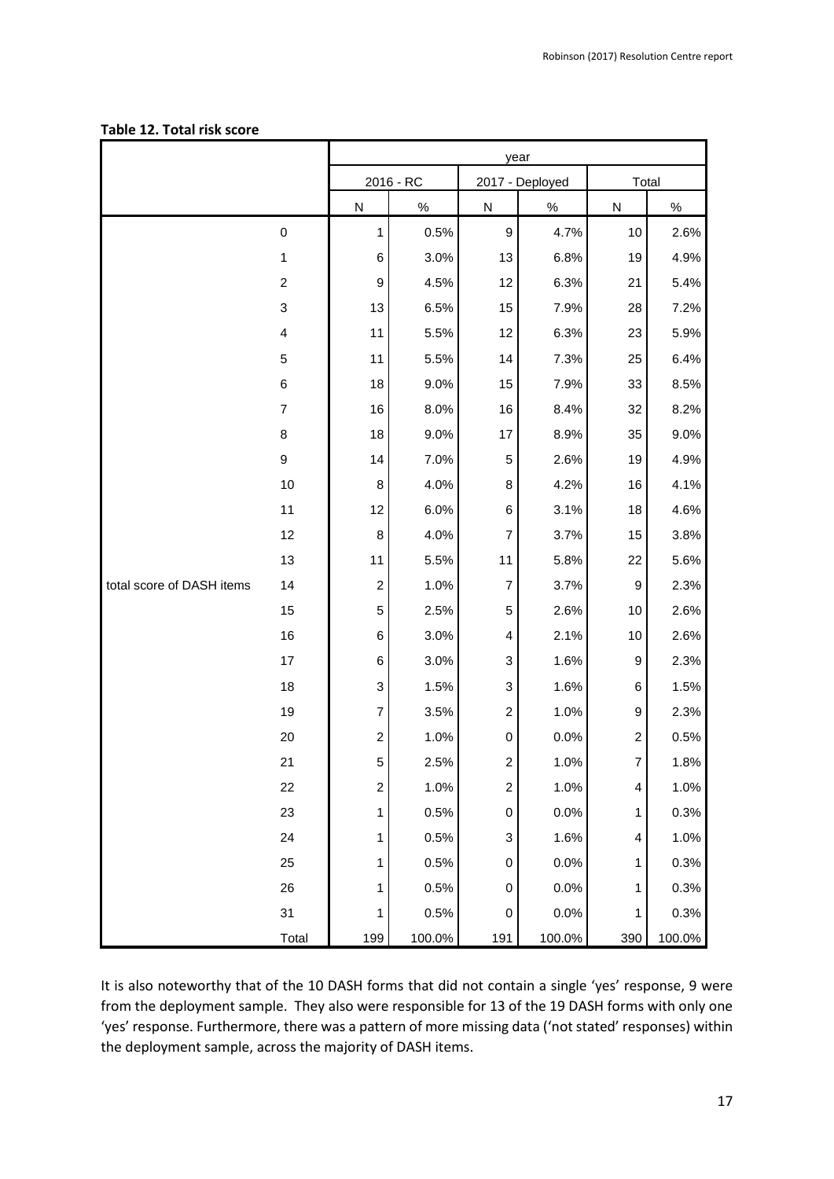**Table 12. Total risk score**

| | | year | | | | | |
|---|---|---|---|---|---|---|---|
| | | 2016 - RC | | 2017 - Deployed | | Total | |
| | | N | % | N | % | N | % |
| total score of DASH items | 0 | 1 | 0.5% | 9 | 4.7% | 10 | 2.6% |
| | 1 | 6 | 3.0% | 13 | 6.8% | 19 | 4.9% |
| | 2 | 9 | 4.5% | 12 | 6.3% | 21 | 5.4% |
| | 3 | 13 | 6.5% | 15 | 7.9% | 28 | 7.2% |
| | 4 | 11 | 5.5% | 12 | 6.3% | 23 | 5.9% |
| | 5 | 11 | 5.5% | 14 | 7.3% | 25 | 6.4% |
| | 6 | 18 | 9.0% | 15 | 7.9% | 33 | 8.5% |
| | 7 | 16 | 8.0% | 16 | 8.4% | 32 | 8.2% |
| | 8 | 18 | 9.0% | 17 | 8.9% | 35 | 9.0% |
| | 9 | 14 | 7.0% | 5 | 2.6% | 19 | 4.9% |
| | 10 | 8 | 4.0% | 8 | 4.2% | 16 | 4.1% |
| | 11 | 12 | 6.0% | 6 | 3.1% | 18 | 4.6% |
| | 12 | 8 | 4.0% | 7 | 3.7% | 15 | 3.8% |
| | 13 | 11 | 5.5% | 11 | 5.8% | 22 | 5.6% |
| | 14 | 2 | 1.0% | 7 | 3.7% | 9 | 2.3% |
| | 15 | 5 | 2.5% | 5 | 2.6% | 10 | 2.6% |
| | 16 | 6 | 3.0% | 4 | 2.1% | 10 | 2.6% |
| | 17 | 6 | 3.0% | 3 | 1.6% | 9 | 2.3% |
| | 18 | 3 | 1.5% | 3 | 1.6% | 6 | 1.5% |
| | 19 | 7 | 3.5% | 2 | 1.0% | 9 | 2.3% |
| | 20 | 2 | 1.0% | 0 | 0.0% | 2 | 0.5% |
| | 21 | 5 | 2.5% | 2 | 1.0% | 7 | 1.8% |
| | 22 | 2 | 1.0% | 2 | 1.0% | 4 | 1.0% |
| | 23 | 1 | 0.5% | 0 | 0.0% | 1 | 0.3% |
| | 24 | 1 | 0.5% | 3 | 1.6% | 4 | 1.0% |
| | 25 | 1 | 0.5% | 0 | 0.0% | 1 | 0.3% |
| | 26 | 1 | 0.5% | 0 | 0.0% | 1 | 0.3% |
| | 31 | 1 | 0.5% | 0 | 0.0% | 1 | 0.3% |
| | Total | 199 | 100.0% | 191 | 100.0% | 390 | 100.0% |

It is also noteworthy that of the 10 DASH forms that did not contain a single 'yes' response, 9 were from the deployment sample. They also were responsible for 13 of the 19 DASH forms with only one 'yes' response. Furthermore, there was a pattern of more missing data ('not stated' responses) within the deployment sample, across the majority of DASH items.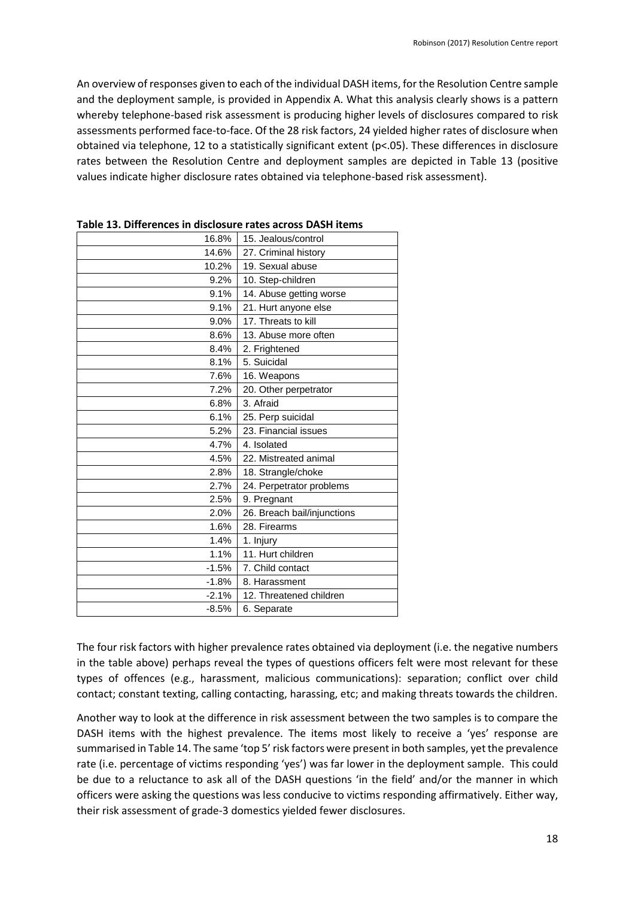An overview of responses given to each of the individual DASH items, for the Resolution Centre sample and the deployment sample, is provided in Appendix A. What this analysis clearly shows is a pattern whereby telephone-based risk assessment is producing higher levels of disclosures compared to risk assessments performed face-to-face. Of the 28 risk factors, 24 yielded higher rates of disclosure when obtained via telephone, 12 to a statistically significant extent ($p<.05$). These differences in disclosure rates between the Resolution Centre and deployment samples are depicted in Table 13 (positive values indicate higher disclosure rates obtained via telephone-based risk assessment).

**Table 13. Differences in disclosure rates across DASH items**

| | |
|---|---|
| 16.8% | 15. Jealous/control |
| 14.6% | 27. Criminal history |
| 10.2% | 19. Sexual abuse |
| 9.2% | 10. Step-children |
| 9.1% | 14. Abuse getting worse |
| 9.1% | 21. Hurt anyone else |
| 9.0% | 17. Threats to kill |
| 8.6% | 13. Abuse more often |
| 8.4% | 2. Frightened |
| 8.1% | 5. Suicidal |
| 7.6% | 16. Weapons |
| 7.2% | 20. Other perpetrator |
| 6.8% | 3. Afraid |
| 6.1% | 25. Perp suicidal |
| 5.2% | 23. Financial issues |
| 4.7% | 4. Isolated |
| 4.5% | 22. Mistreated animal |
| 2.8% | 18. Strangle/choke |
| 2.7% | 24. Perpetrator problems |
| 2.5% | 9. Pregnant |
| 2.0% | 26. Breach bail/injunctions |
| 1.6% | 28. Firearms |
| 1.4% | 1. Injury |
| 1.1% | 11. Hurt children |
| -1.5% | 7. Child contact |
| -1.8% | 8. Harassment |
| -2.1% | 12. Threatened children |
| -8.5% | 6. Separate |

The four risk factors with higher prevalence rates obtained via deployment (i.e. the negative numbers in the table above) perhaps reveal the types of questions officers felt were most relevant for these types of offences (e.g., harassment, malicious communications): separation; conflict over child contact; constant texting, calling contacting, harassing, etc; and making threats towards the children.

Another way to look at the difference in risk assessment between the two samples is to compare the DASH items with the highest prevalence. The items most likely to receive a 'yes' response are summarised in Table 14. The same 'top 5' risk factors were present in both samples, yet the prevalence rate (i.e. percentage of victims responding 'yes') was far lower in the deployment sample. This could be due to a reluctance to ask all of the DASH questions 'in the field' and/or the manner in which officers were asking the questions was less conducive to victims responding affirmatively. Either way, their risk assessment of grade-3 domestics yielded fewer disclosures.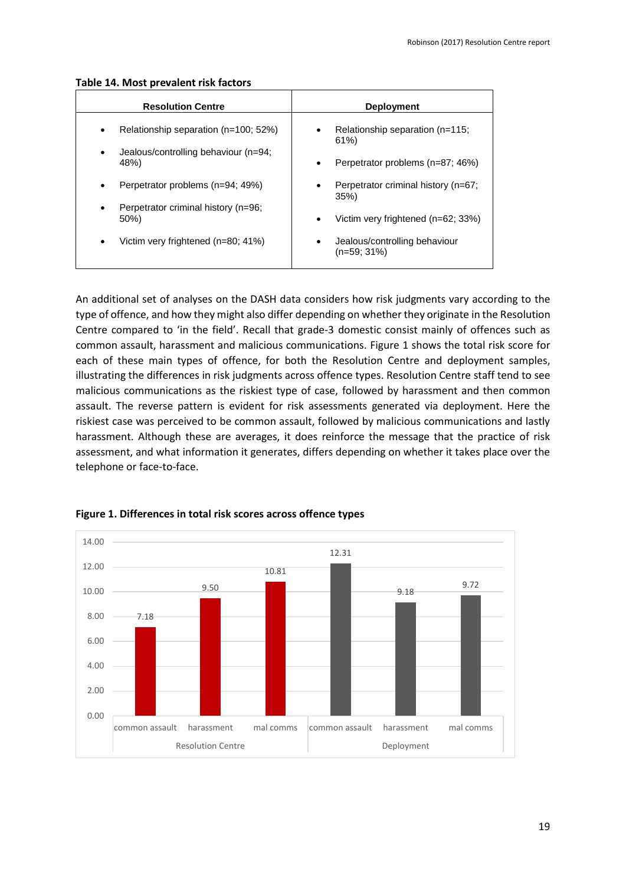**Table 14. Most prevalent risk factors**

| Resolution Centre | Deployment |
|---|---|
| • Relationship separation (n=100; 52%)<br>• Jealous/controlling behaviour (n=94; 48%)<br>• Perpetrator problems (n=94; 49%)<br>• Perpetrator criminal history (n=96; 50%)<br>• Victim very frightened (n=80; 41%) | • Relationship separation (n=115; 61%)<br>• Perpetrator problems (n=87; 46%)<br>• Perpetrator criminal history (n=67; 35%)<br>• Victim very frightened (n=62; 33%)<br>• Jealous/controlling behaviour (n=59; 31%) |

An additional set of analyses on the DASH data considers how risk judgments vary according to the type of offence, and how they might also differ depending on whether they originate in the Resolution Centre compared to 'in the field'. Recall that grade-3 domestic consist mainly of offences such as common assault, harassment and malicious communications. Figure 1 shows the total risk score for each of these main types of offence, for both the Resolution Centre and deployment samples, illustrating the differences in risk judgments across offence types. Resolution Centre staff tend to see malicious communications as the riskiest type of case, followed by harassment and then common assault. The reverse pattern is evident for risk assessments generated via deployment. Here the riskiest case was perceived to be common assault, followed by malicious communications and lastly harassment. Although these are averages, it does reinforce the message that the practice of risk assessment, and what information it generates, differs depending on whether it takes place over the telephone or face-to-face.

**Figure 1. Differences in total risk scores across offence types**

| | Offence type | Total risk score |
|---|---|---|
| Resolution Centre | common assault | 7.18 |
| | harassment | 9.50 |
| | mal comms | 10.81 |
| Deployment | common assault | 12.31 |
| | harassment | 9.18 |
| | mal comms | 9.72 |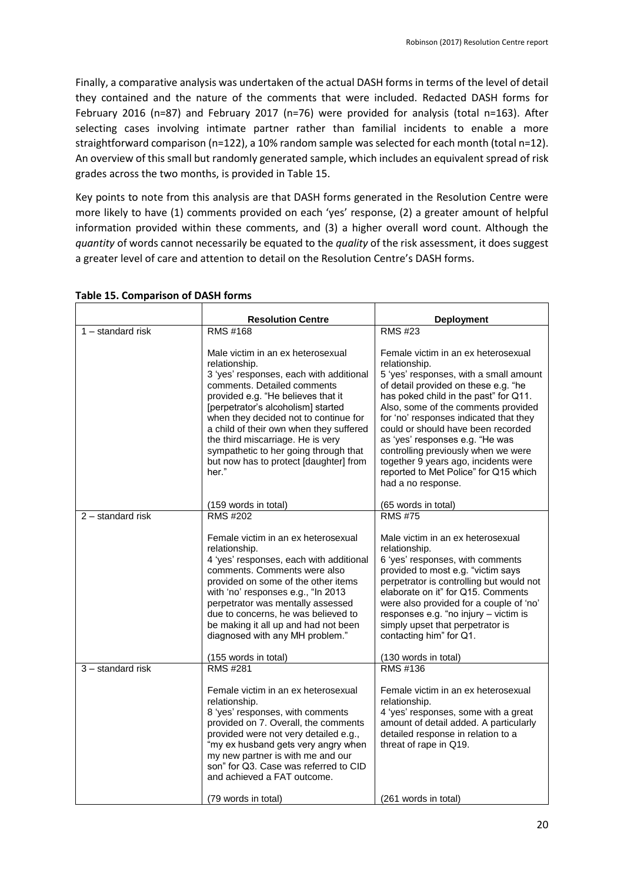Finally, a comparative analysis was undertaken of the actual DASH forms in terms of the level of detail they contained and the nature of the comments that were included. Redacted DASH forms for February 2016 (n=87) and February 2017 (n=76) were provided for analysis (total n=163). After selecting cases involving intimate partner rather than familial incidents to enable a more straightforward comparison (n=122), a 10% random sample was selected for each month (total n=12). An overview of this small but randomly generated sample, which includes an equivalent spread of risk grades across the two months, is provided in Table 15.

Key points to note from this analysis are that DASH forms generated in the Resolution Centre were more likely to have (1) comments provided on each 'yes' response, (2) a greater amount of helpful information provided within these comments, and (3) a higher overall word count. Although the *quantity* of words cannot necessarily be equated to the *quality* of the risk assessment, it does suggest a greater level of care and attention to detail on the Resolution Centre's DASH forms.

**Table 15. Comparison of DASH forms**

| | **Resolution Centre** | **Deployment** |
|---|---|---|
| 1 – standard risk | RMS #168<br><br>Male victim in an ex heterosexual relationship.<br>3 'yes' responses, each with additional comments. Detailed comments provided e.g. "He believes that it [perpetrator's alcoholism] started when they decided not to continue for a child of their own when they suffered the third miscarriage. He is very sympathetic to her going through that but now has to protect [daughter] from her."<br><br>(159 words in total) | RMS #23<br><br>Female victim in an ex heterosexual relationship.<br>5 'yes' responses, with a small amount of detail provided on these e.g. "he has poked child in the past" for Q11. Also, some of the comments provided for 'no' responses indicated that they could or should have been recorded as 'yes' responses e.g. "He was controlling previously when we were together 9 years ago, incidents were reported to Met Police" for Q15 which had a no response.<br><br>(65 words in total) |
| 2 – standard risk | RMS #202<br><br>Female victim in an ex heterosexual relationship.<br>4 'yes' responses, each with additional comments. Comments were also provided on some of the other items with 'no' responses e.g., "In 2013 perpetrator was mentally assessed due to concerns, he was believed to be making it all up and had not been diagnosed with any MH problem."<br><br>(155 words in total) | RMS #75<br><br>Male victim in an ex heterosexual relationship.<br>6 'yes' responses, with comments provided to most e.g. "victim says perpetrator is controlling but would not elaborate on it" for Q15. Comments were also provided for a couple of 'no' responses e.g. "no injury – victim is simply upset that perpetrator is contacting him" for Q1.<br><br>(130 words in total) |
| 3 – standard risk | RMS #281<br><br>Female victim in an ex heterosexual relationship.<br>8 'yes' responses, with comments provided on 7. Overall, the comments provided were not very detailed e.g., "my ex husband gets very angry when my new partner is with me and our son" for Q3. Case was referred to CID and achieved a FAT outcome.<br><br>(79 words in total) | RMS #136<br><br>Female victim in an ex heterosexual relationship.<br>4 'yes' responses, some with a great amount of detail added. A particularly detailed response in relation to a threat of rape in Q19.<br><br>(261 words in total) |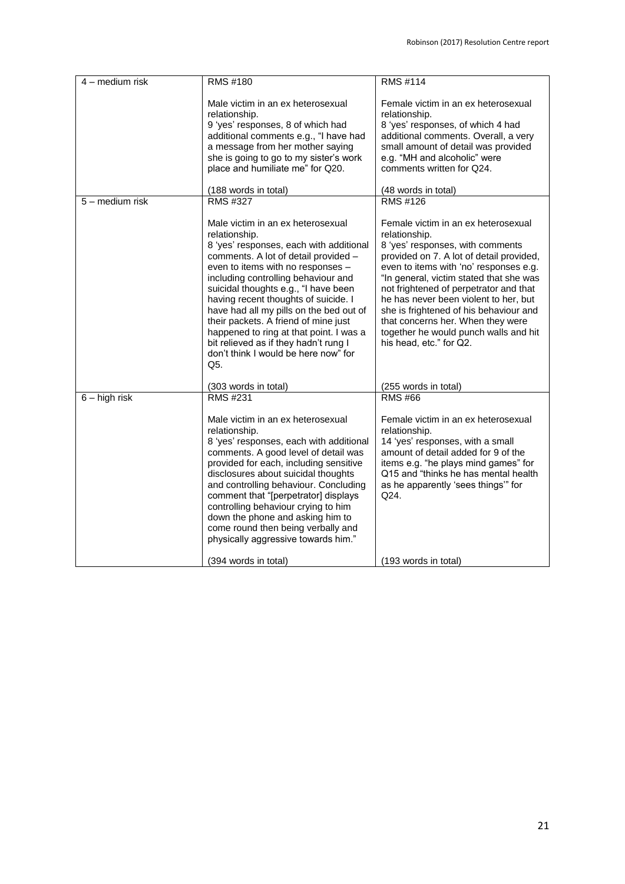| 4 – medium risk | RMS #180<br><br>Male victim in an ex heterosexual relationship.<br>9 'yes' responses, 8 of which had additional comments e.g., "I have had a message from her mother saying she is going to go to my sister's work place and humiliate me" for Q20.<br><br>(188 words in total) | RMS #114<br><br>Female victim in an ex heterosexual relationship.<br>8 'yes' responses, of which 4 had additional comments. Overall, a very small amount of detail was provided e.g. "MH and alcoholic" were comments written for Q24.<br><br>(48 words in total) |
|---|---|---|
| 5 – medium risk | RMS #327<br><br>Male victim in an ex heterosexual relationship.<br>8 'yes' responses, each with additional comments. A lot of detail provided – even to items with no responses – including controlling behaviour and suicidal thoughts e.g., "I have been having recent thoughts of suicide. I have had all my pills on the bed out of their packets. A friend of mine just happened to ring at that point. I was a bit relieved as if they hadn't rung I don't think I would be here now" for Q5.<br><br>(303 words in total) | RMS #126<br><br>Female victim in an ex heterosexual relationship.<br>8 'yes' responses, with comments provided on 7. A lot of detail provided, even to items with 'no' responses e.g. "In general, victim stated that she was not frightened of perpetrator and that he has never been violent to her, but she is frightened of his behaviour and that concerns her. When they were together he would punch walls and hit his head, etc." for Q2.<br><br>(255 words in total) |
| 6 – high risk | RMS #231<br><br>Male victim in an ex heterosexual relationship.<br>8 'yes' responses, each with additional comments. A good level of detail was provided for each, including sensitive disclosures about suicidal thoughts and controlling behaviour. Concluding comment that "[perpetrator] displays controlling behaviour crying to him down the phone and asking him to come round then being verbally and physically aggressive towards him."<br><br>(394 words in total) | RMS #66<br><br>Female victim in an ex heterosexual relationship.<br>14 'yes' responses, with a small amount of detail added for 9 of the items e.g. "he plays mind games" for Q15 and "thinks he has mental health as he apparently 'sees things'" for Q24.<br><br>(193 words in total) |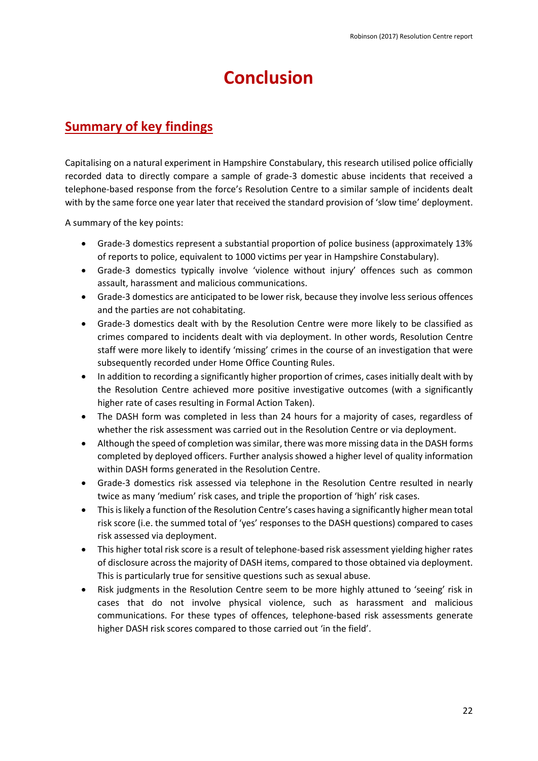# Conclusion

## Summary of key findings

Capitalising on a natural experiment in Hampshire Constabulary, this research utilised police officially recorded data to directly compare a sample of grade-3 domestic abuse incidents that received a telephone-based response from the force's Resolution Centre to a similar sample of incidents dealt with by the same force one year later that received the standard provision of 'slow time' deployment.

A summary of the key points:

- Grade-3 domestics represent a substantial proportion of police business (approximately 13% of reports to police, equivalent to 1000 victims per year in Hampshire Constabulary).
- Grade-3 domestics typically involve 'violence without injury' offences such as common assault, harassment and malicious communications.
- Grade-3 domestics are anticipated to be lower risk, because they involve less serious offences and the parties are not cohabitating.
- Grade-3 domestics dealt with by the Resolution Centre were more likely to be classified as crimes compared to incidents dealt with via deployment. In other words, Resolution Centre staff were more likely to identify 'missing' crimes in the course of an investigation that were subsequently recorded under Home Office Counting Rules.
- In addition to recording a significantly higher proportion of crimes, cases initially dealt with by the Resolution Centre achieved more positive investigative outcomes (with a significantly higher rate of cases resulting in Formal Action Taken).
- The DASH form was completed in less than 24 hours for a majority of cases, regardless of whether the risk assessment was carried out in the Resolution Centre or via deployment.
- Although the speed of completion was similar, there was more missing data in the DASH forms completed by deployed officers. Further analysis showed a higher level of quality information within DASH forms generated in the Resolution Centre.
- Grade-3 domestics risk assessed via telephone in the Resolution Centre resulted in nearly twice as many 'medium' risk cases, and triple the proportion of 'high' risk cases.
- This is likely a function of the Resolution Centre's cases having a significantly higher mean total risk score (i.e. the summed total of 'yes' responses to the DASH questions) compared to cases risk assessed via deployment.
- This higher total risk score is a result of telephone-based risk assessment yielding higher rates of disclosure across the majority of DASH items, compared to those obtained via deployment. This is particularly true for sensitive questions such as sexual abuse.
- Risk judgments in the Resolution Centre seem to be more highly attuned to 'seeing' risk in cases that do not involve physical violence, such as harassment and malicious communications. For these types of offences, telephone-based risk assessments generate higher DASH risk scores compared to those carried out 'in the field'.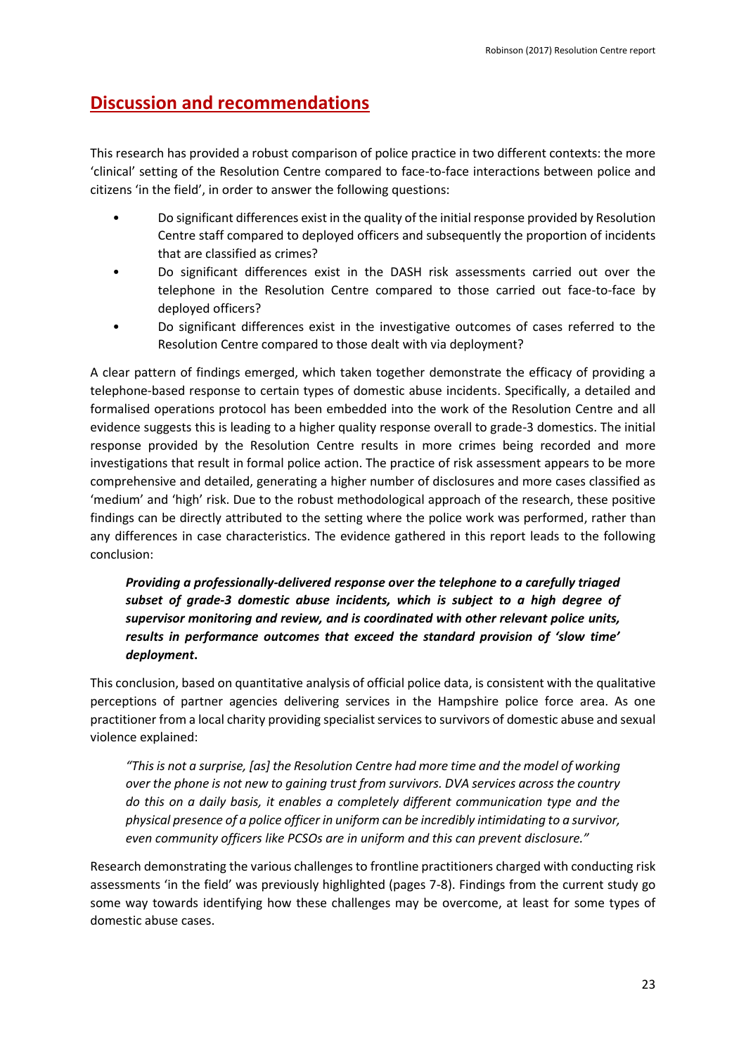## Discussion and recommendations

This research has provided a robust comparison of police practice in two different contexts: the more 'clinical' setting of the Resolution Centre compared to face-to-face interactions between police and citizens 'in the field', in order to answer the following questions:

- Do significant differences exist in the quality of the initial response provided by Resolution Centre staff compared to deployed officers and subsequently the proportion of incidents that are classified as crimes?
- Do significant differences exist in the DASH risk assessments carried out over the telephone in the Resolution Centre compared to those carried out face-to-face by deployed officers?
- Do significant differences exist in the investigative outcomes of cases referred to the Resolution Centre compared to those dealt with via deployment?

A clear pattern of findings emerged, which taken together demonstrate the efficacy of providing a telephone-based response to certain types of domestic abuse incidents. Specifically, a detailed and formalised operations protocol has been embedded into the work of the Resolution Centre and all evidence suggests this is leading to a higher quality response overall to grade-3 domestics. The initial response provided by the Resolution Centre results in more crimes being recorded and more investigations that result in formal police action. The practice of risk assessment appears to be more comprehensive and detailed, generating a higher number of disclosures and more cases classified as 'medium' and 'high' risk. Due to the robust methodological approach of the research, these positive findings can be directly attributed to the setting where the police work was performed, rather than any differences in case characteristics. The evidence gathered in this report leads to the following conclusion:

> ***Providing a professionally-delivered response over the telephone to a carefully triaged subset of grade-3 domestic abuse incidents, which is subject to a high degree of supervisor monitoring and review, and is coordinated with other relevant police units, results in performance outcomes that exceed the standard provision of 'slow time' deployment*.**

This conclusion, based on quantitative analysis of official police data, is consistent with the qualitative perceptions of partner agencies delivering services in the Hampshire police force area. As one practitioner from a local charity providing specialist services to survivors of domestic abuse and sexual violence explained:

> *"This is not a surprise, [as] the Resolution Centre had more time and the model of working over the phone is not new to gaining trust from survivors. DVA services across the country do this on a daily basis, it enables a completely different communication type and the physical presence of a police officer in uniform can be incredibly intimidating to a survivor, even community officers like PCSOs are in uniform and this can prevent disclosure."*

Research demonstrating the various challenges to frontline practitioners charged with conducting risk assessments 'in the field' was previously highlighted (pages 7-8). Findings from the current study go some way towards identifying how these challenges may be overcome, at least for some types of domestic abuse cases.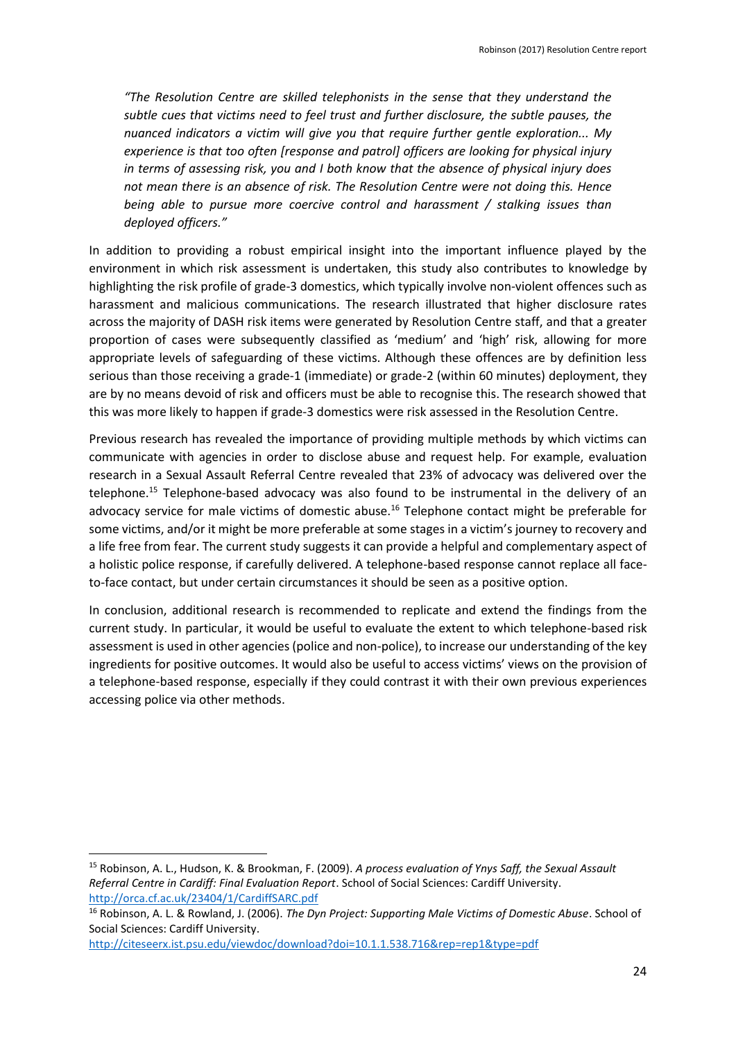*"The Resolution Centre are skilled telephonists in the sense that they understand the subtle cues that victims need to feel trust and further disclosure, the subtle pauses, the nuanced indicators a victim will give you that require further gentle exploration... My experience is that too often [response and patrol] officers are looking for physical injury in terms of assessing risk, you and I both know that the absence of physical injury does not mean there is an absence of risk. The Resolution Centre were not doing this. Hence being able to pursue more coercive control and harassment / stalking issues than deployed officers."*

In addition to providing a robust empirical insight into the important influence played by the environment in which risk assessment is undertaken, this study also contributes to knowledge by highlighting the risk profile of grade-3 domestics, which typically involve non-violent offences such as harassment and malicious communications. The research illustrated that higher disclosure rates across the majority of DASH risk items were generated by Resolution Centre staff, and that a greater proportion of cases were subsequently classified as 'medium' and 'high' risk, allowing for more appropriate levels of safeguarding of these victims. Although these offences are by definition less serious than those receiving a grade-1 (immediate) or grade-2 (within 60 minutes) deployment, they are by no means devoid of risk and officers must be able to recognise this. The research showed that this was more likely to happen if grade-3 domestics were risk assessed in the Resolution Centre.

Previous research has revealed the importance of providing multiple methods by which victims can communicate with agencies in order to disclose abuse and request help. For example, evaluation research in a Sexual Assault Referral Centre revealed that 23% of advocacy was delivered over the telephone.[15] Telephone-based advocacy was also found to be instrumental in the delivery of an advocacy service for male victims of domestic abuse.[16] Telephone contact might be preferable for some victims, and/or it might be more preferable at some stages in a victim's journey to recovery and a life free from fear. The current study suggests it can provide a helpful and complementary aspect of a holistic police response, if carefully delivered. A telephone-based response cannot replace all face-to-face contact, but under certain circumstances it should be seen as a positive option.

In conclusion, additional research is recommended to replicate and extend the findings from the current study. In particular, it would be useful to evaluate the extent to which telephone-based risk assessment is used in other agencies (police and non-police), to increase our understanding of the key ingredients for positive outcomes. It would also be useful to access victims' views on the provision of a telephone-based response, especially if they could contrast it with their own previous experiences accessing police via other methods.

---

[15] Robinson, A. L., Hudson, K. & Brookman, F. (2009). *A process evaluation of Ynys Saff, the Sexual Assault Referral Centre in Cardiff: Final Evaluation Report*. School of Social Sciences: Cardiff University. http://orca.cf.ac.uk/23404/1/CardiffSARC.pdf

[16] Robinson, A. L. & Rowland, J. (2006). *The Dyn Project: Supporting Male Victims of Domestic Abuse*. School of Social Sciences: Cardiff University. http://citeseerx.ist.psu.edu/viewdoc/download?doi=10.1.1.538.716&rep=rep1&type=pdf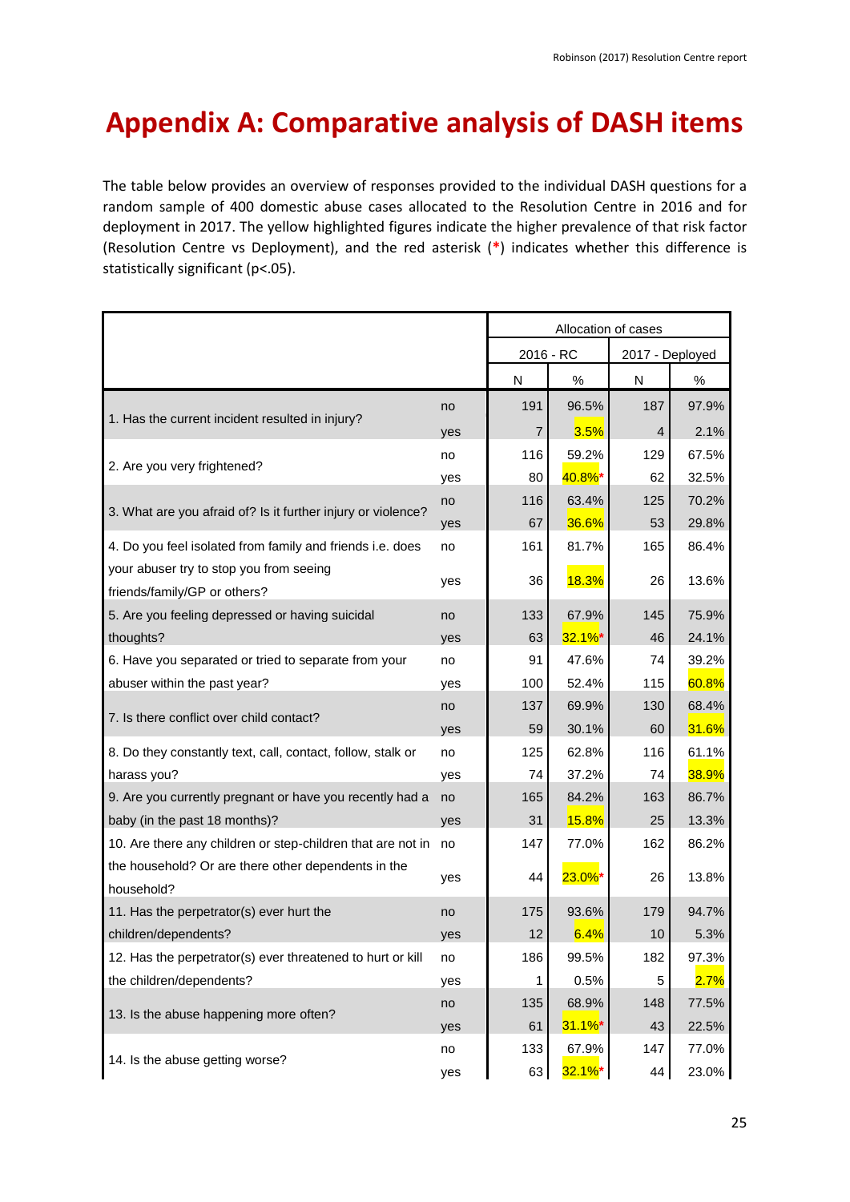# Appendix A: Comparative analysis of DASH items

The table below provides an overview of responses provided to the individual DASH questions for a random sample of 400 domestic abuse cases allocated to the Resolution Centre in 2016 and for deployment in 2017. The yellow highlighted figures indicate the higher prevalence of that risk factor (Resolution Centre vs Deployment), and the red asterisk (*) indicates whether this difference is statistically significant (p<.05).

| | | Allocation of cases | | | |
|---|---|---|---|---|---|
| | | 2016 - RC | | 2017 - Deployed | |
| | | N | % | N | % |
| 1. Has the current incident resulted in injury? | no | 191 | 96.5% | 187 | 97.9% |
| | yes | 7 | 3.5% | 4 | 2.1% |
| 2. Are you very frightened? | no | 116 | 59.2% | 129 | 67.5% |
| | yes | 80 | 40.8%* | 62 | 32.5% |
| 3. What are you afraid of? Is it further injury or violence? | no | 116 | 63.4% | 125 | 70.2% |
| | yes | 67 | 36.6% | 53 | 29.8% |
| 4. Do you feel isolated from family and friends i.e. does your abuser try to stop you from seeing friends/family/GP or others? | no | 161 | 81.7% | 165 | 86.4% |
| | yes | 36 | 18.3% | 26 | 13.6% |
| 5. Are you feeling depressed or having suicidal thoughts? | no | 133 | 67.9% | 145 | 75.9% |
| | yes | 63 | 32.1%* | 46 | 24.1% |
| 6. Have you separated or tried to separate from your abuser within the past year? | no | 91 | 47.6% | 74 | 39.2% |
| | yes | 100 | 52.4% | 115 | 60.8% |
| 7. Is there conflict over child contact? | no | 137 | 69.9% | 130 | 68.4% |
| | yes | 59 | 30.1% | 60 | 31.6% |
| 8. Do they constantly text, call, contact, follow, stalk or harass you? | no | 125 | 62.8% | 116 | 61.1% |
| | yes | 74 | 37.2% | 74 | 38.9% |
| 9. Are you currently pregnant or have you recently had a baby (in the past 18 months)? | no | 165 | 84.2% | 163 | 86.7% |
| | yes | 31 | 15.8% | 25 | 13.3% |
| 10. Are there any children or step-children that are not in the household? Or are there other dependents in the household? | no | 147 | 77.0% | 162 | 86.2% |
| | yes | 44 | 23.0%* | 26 | 13.8% |
| 11. Has the perpetrator(s) ever hurt the children/dependents? | no | 175 | 93.6% | 179 | 94.7% |
| | yes | 12 | 6.4% | 10 | 5.3% |
| 12. Has the perpetrator(s) ever threatened to hurt or kill the children/dependents? | no | 186 | 99.5% | 182 | 97.3% |
| | yes | 1 | 0.5% | 5 | 2.7% |
| 13. Is the abuse happening more often? | no | 135 | 68.9% | 148 | 77.5% |
| | yes | 61 | 31.1%* | 43 | 22.5% |
| 14. Is the abuse getting worse? | no | 133 | 67.9% | 147 | 77.0% |
| | yes | 63 | 32.1%* | 44 | 23.0% |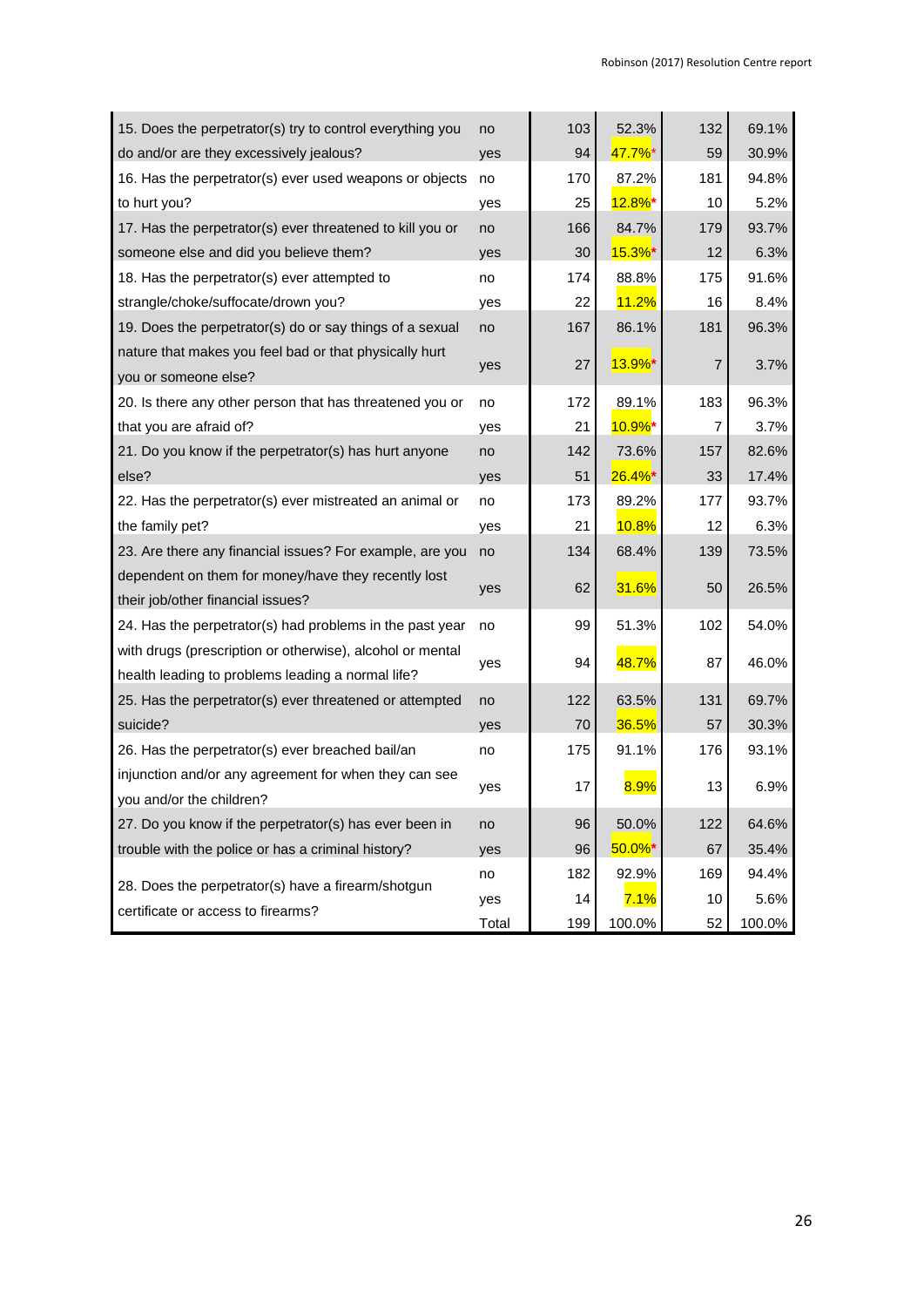| | | | | | |
|---|---|---|---|---|---|
| 15. Does the perpetrator(s) try to control everything you do and/or are they excessively jealous? | no | 103 | 52.3% | 132 | 69.1% |
| | yes | 94 | 47.7%* | 59 | 30.9% |
| 16. Has the perpetrator(s) ever used weapons or objects to hurt you? | no | 170 | 87.2% | 181 | 94.8% |
| | yes | 25 | 12.8%* | 10 | 5.2% |
| 17. Has the perpetrator(s) ever threatened to kill you or someone else and did you believe them? | no | 166 | 84.7% | 179 | 93.7% |
| | yes | 30 | 15.3%* | 12 | 6.3% |
| 18. Has the perpetrator(s) ever attempted to strangle/choke/suffocate/drown you? | no | 174 | 88.8% | 175 | 91.6% |
| | yes | 22 | 11.2% | 16 | 8.4% |
| 19. Does the perpetrator(s) do or say things of a sexual nature that makes you feel bad or that physically hurt you or someone else? | no | 167 | 86.1% | 181 | 96.3% |
| | yes | 27 | 13.9%* | 7 | 3.7% |
| 20. Is there any other person that has threatened you or that you are afraid of? | no | 172 | 89.1% | 183 | 96.3% |
| | yes | 21 | 10.9%* | 7 | 3.7% |
| 21. Do you know if the perpetrator(s) has hurt anyone else? | no | 142 | 73.6% | 157 | 82.6% |
| | yes | 51 | 26.4%* | 33 | 17.4% |
| 22. Has the perpetrator(s) ever mistreated an animal or the family pet? | no | 173 | 89.2% | 177 | 93.7% |
| | yes | 21 | 10.8% | 12 | 6.3% |
| 23. Are there any financial issues? For example, are you dependent on them for money/have they recently lost their job/other financial issues? | no | 134 | 68.4% | 139 | 73.5% |
| | yes | 62 | 31.6% | 50 | 26.5% |
| 24. Has the perpetrator(s) had problems in the past year with drugs (prescription or otherwise), alcohol or mental health leading to problems leading a normal life? | no | 99 | 51.3% | 102 | 54.0% |
| | yes | 94 | 48.7% | 87 | 46.0% |
| 25. Has the perpetrator(s) ever threatened or attempted suicide? | no | 122 | 63.5% | 131 | 69.7% |
| | yes | 70 | 36.5% | 57 | 30.3% |
| 26. Has the perpetrator(s) ever breached bail/an injunction and/or any agreement for when they can see you and/or the children? | no | 175 | 91.1% | 176 | 93.1% |
| | yes | 17 | 8.9% | 13 | 6.9% |
| 27. Do you know if the perpetrator(s) has ever been in trouble with the police or has a criminal history? | no | 96 | 50.0% | 122 | 64.6% |
| | yes | 96 | 50.0%* | 67 | 35.4% |
| 28. Does the perpetrator(s) have a firearm/shotgun certificate or access to firearms? | no | 182 | 92.9% | 169 | 94.4% |
| | yes | 14 | 7.1% | 10 | 5.6% |
| | Total | 199 | 100.0% | 52 | 100.0% |